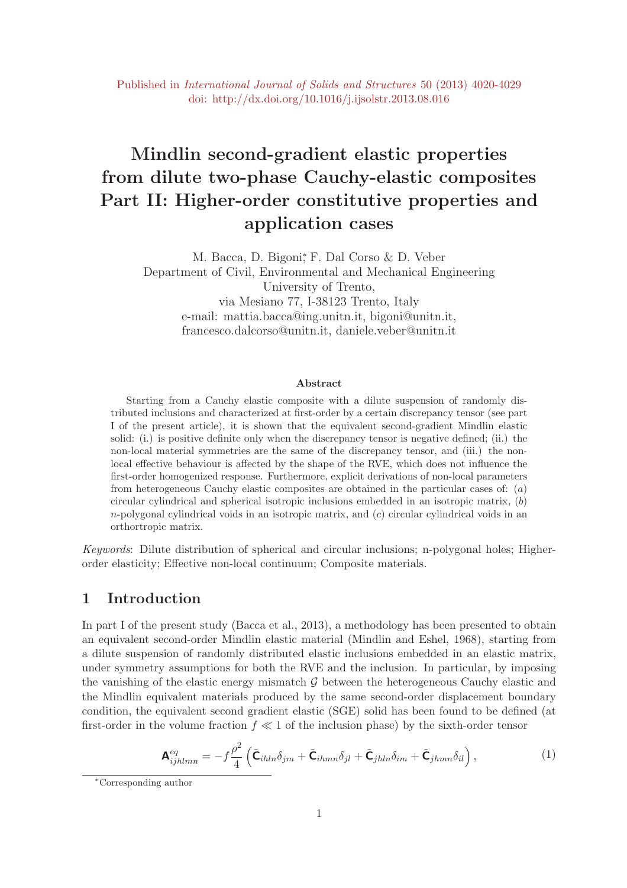Published in *International Journal of Solids and Structures* 50 (2013) 4020-4029
doi: http://dx.doi.org/10.1016/j.ijsolstr.2013.08.016

# Mindlin second-gradient elastic properties from dilute two-phase Cauchy-elastic composites Part II: Higher-order constitutive properties and application cases

M. Bacca, D. Bigoni*, F. Dal Corso & D. Veber
Department of Civil, Environmental and Mechanical Engineering
University of Trento,
via Mesiano 77, I-38123 Trento, Italy
e-mail: mattia.bacca@ing.unitn.it, bigoni@unitn.it,
francesco.dalcorso@unitn.it, daniele.veber@unitn.it

### Abstract

Starting from a Cauchy elastic composite with a dilute suspension of randomly distributed inclusions and characterized at first-order by a certain discrepancy tensor (see part I of the present article), it is shown that the equivalent second-gradient Mindlin elastic solid: (i.) is positive definite only when the discrepancy tensor is negative defined; (ii.) the non-local material symmetries are the same of the discrepancy tensor, and (iii.) the non-local effective behaviour is affected by the shape of the RVE, which does not influence the first-order homogenized response. Furthermore, explicit derivations of non-local parameters from heterogeneous Cauchy elastic composites are obtained in the particular cases of: (*a*) circular cylindrical and spherical isotropic inclusions embedded in an isotropic matrix, (*b*) $n$-polygonal cylindrical voids in an isotropic matrix, and (*c*) circular cylindrical voids in an orthortropic matrix.

*Keywords*: Dilute distribution of spherical and circular inclusions; n-polygonal holes; Higher-order elasticity; Effective non-local continuum; Composite materials.

## 1 Introduction

In part I of the present study (Bacca et al., 2013), a methodology has been presented to obtain an equivalent second-order Mindlin elastic material (Mindlin and Eshel, 1968), starting from a dilute suspension of randomly distributed elastic inclusions embedded in an elastic matrix, under symmetry assumptions for both the RVE and the inclusion. In particular, by imposing the vanishing of the elastic energy mismatch $\mathcal{G}$ between the heterogeneous Cauchy elastic and the Mindlin equivalent materials produced by the same second-order displacement boundary condition, the equivalent second gradient elastic (SGE) solid has been found to be defined (at first-order in the volume fraction $f \ll 1$ of the inclusion phase) by the sixth-order tensor

$$\mathbf{A}^{eq}_{ijhlmn} = -f\frac{\rho^2}{4}\left(\tilde{\mathbf{C}}_{ihln}\delta_{jm} + \tilde{\mathbf{C}}_{ihmn}\delta_{jl} + \tilde{\mathbf{C}}_{jhln}\delta_{im} + \tilde{\mathbf{C}}_{jhmn}\delta_{il}\right), \tag{1}$$

*Corresponding author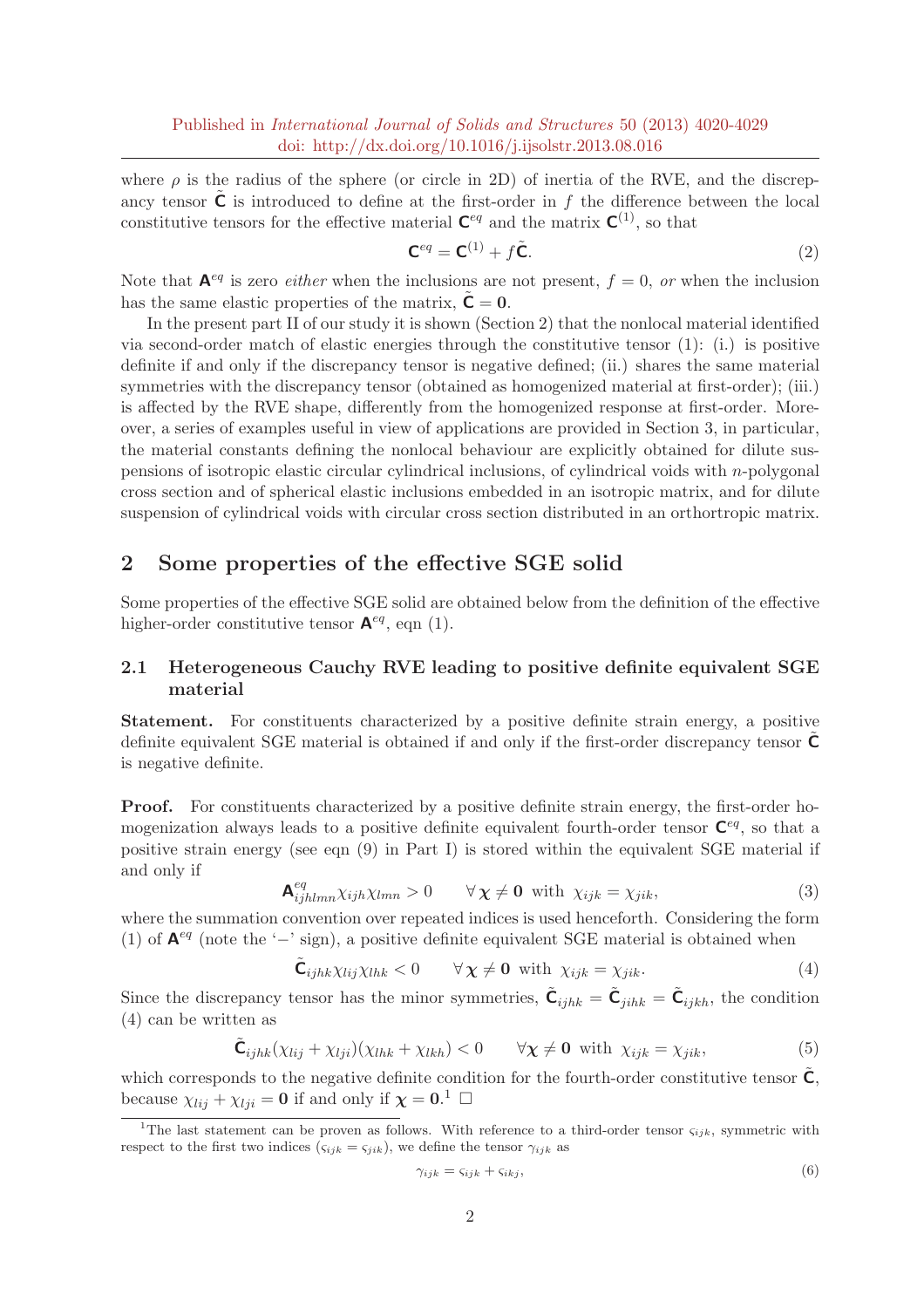where $\rho$ is the radius of the sphere (or circle in 2D) of inertia of the RVE, and the discrepancy tensor $\tilde{\mathbf{C}}$ is introduced to define at the first-order in $f$ the difference between the local constitutive tensors for the effective material $\mathbf{C}^{eq}$ and the matrix $\mathbf{C}^{(1)}$, so that

$$\mathbf{C}^{eq} = \mathbf{C}^{(1)} + f\tilde{\mathbf{C}}. \tag{2}$$

Note that $\mathbf{A}^{eq}$ is zero *either* when the inclusions are not present, $f = 0$, *or* when the inclusion has the same elastic properties of the matrix, $\tilde{\mathbf{C}} = \mathbf{0}$.

In the present part II of our study it is shown (Section 2) that the nonlocal material identified via second-order match of elastic energies through the constitutive tensor (1): (i.) is positive definite if and only if the discrepancy tensor is negative defined; (ii.) shares the same material symmetries with the discrepancy tensor (obtained as homogenized material at first-order); (iii.) is affected by the RVE shape, differently from the homogenized response at first-order. Moreover, a series of examples useful in view of applications are provided in Section 3, in particular, the material constants defining the nonlocal behaviour are explicitly obtained for dilute suspensions of isotropic elastic circular cylindrical inclusions, of cylindrical voids with $n$-polygonal cross section and of spherical elastic inclusions embedded in an isotropic matrix, and for dilute suspension of cylindrical voids with circular cross section distributed in an orthortropic matrix.

## 2 Some properties of the effective SGE solid

Some properties of the effective SGE solid are obtained below from the definition of the effective higher-order constitutive tensor $\mathbf{A}^{eq}$, eqn (1).

### 2.1 Heterogeneous Cauchy RVE leading to positive definite equivalent SGE material

**Statement.** For constituents characterized by a positive definite strain energy, a positive definite equivalent SGE material is obtained if and only if the first-order discrepancy tensor $\tilde{\mathbf{C}}$ is negative definite.

**Proof.** For constituents characterized by a positive definite strain energy, the first-order homogenization always leads to a positive definite equivalent fourth-order tensor $\mathbf{C}^{eq}$, so that a positive strain energy (see eqn (9) in Part I) is stored within the equivalent SGE material if and only if

$$\mathbf{A}^{eq}_{ijhlmn}\chi_{ijh}\chi_{lmn} > 0 \qquad \forall\, \boldsymbol{\chi} \neq \mathbf{0} \ \text{ with } \ \chi_{ijk} = \chi_{jik}, \tag{3}$$

where the summation convention over repeated indices is used henceforth. Considering the form (1) of $\mathbf{A}^{eq}$ (note the '−' sign), a positive definite equivalent SGE material is obtained when

$$\tilde{\mathbf{C}}_{ijhk}\chi_{lij}\chi_{lhk} < 0 \qquad \forall\, \boldsymbol{\chi} \neq \mathbf{0} \ \text{ with } \ \chi_{ijk} = \chi_{jik}. \tag{4}$$

Since the discrepancy tensor has the minor symmetries, $\tilde{\mathbf{C}}_{ijhk} = \tilde{\mathbf{C}}_{jihk} = \tilde{\mathbf{C}}_{ijkh}$, the condition (4) can be written as

$$\tilde{\mathbf{C}}_{ijhk}(\chi_{lij} + \chi_{lji})(\chi_{lhk} + \chi_{lkh}) < 0 \qquad \forall \boldsymbol{\chi} \neq \mathbf{0} \ \text{ with } \ \chi_{ijk} = \chi_{jik}, \tag{5}$$

which corresponds to the negative definite condition for the fourth-order constitutive tensor $\tilde{\mathbf{C}}$, because $\chi_{lij} + \chi_{lji} = \mathbf{0}$ if and only if $\boldsymbol{\chi} = \mathbf{0}$.[1] $\square$

[1] The last statement can be proven as follows. With reference to a third-order tensor $\varsigma_{ijk}$, symmetric with respect to the first two indices ($\varsigma_{ijk} = \varsigma_{jik}$), we define the tensor $\gamma_{ijk}$ as

$$\gamma_{ijk} = \varsigma_{ijk} + \varsigma_{ikj}, \tag{6}$$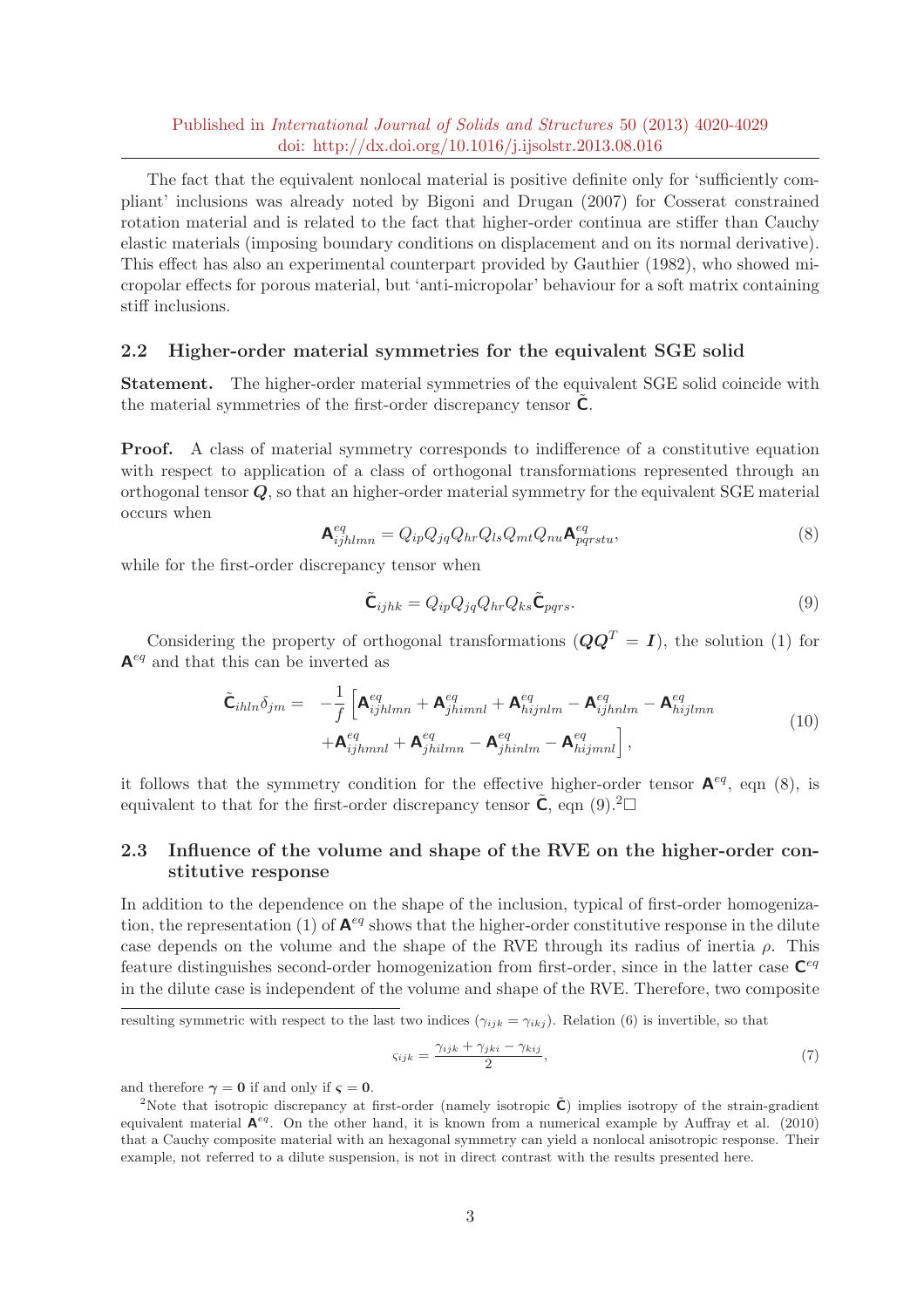The fact that the equivalent nonlocal material is positive definite only for 'sufficiently compliant' inclusions was already noted by Bigoni and Drugan (2007) for Cosserat constrained rotation material and is related to the fact that higher-order continua are stiffer than Cauchy elastic materials (imposing boundary conditions on displacement and on its normal derivative). This effect has also an experimental counterpart provided by Gauthier (1982), who showed micropolar effects for porous material, but 'anti-micropolar' behaviour for a soft matrix containing stiff inclusions.

### 2.2 Higher-order material symmetries for the equivalent SGE solid

**Statement.** The higher-order material symmetries of the equivalent SGE solid coincide with the material symmetries of the first-order discrepancy tensor $\tilde{\mathsf{C}}$.

**Proof.** A class of material symmetry corresponds to indifference of a constitutive equation with respect to application of a class of orthogonal transformations represented through an orthogonal tensor $\boldsymbol{Q}$, so that an higher-order material symmetry for the equivalent SGE material occurs when

$$\mathsf{A}^{eq}_{ijhlmn} = Q_{ip}Q_{jq}Q_{hr}Q_{ls}Q_{mt}Q_{nu}\mathsf{A}^{eq}_{pqrstu}, \tag{8}$$

while for the first-order discrepancy tensor when

$$\tilde{\mathsf{C}}_{ijhk} = Q_{ip}Q_{jq}Q_{hr}Q_{ks}\tilde{\mathsf{C}}_{pqrs}. \tag{9}$$

Considering the property of orthogonal transformations ($\boldsymbol{Q}\boldsymbol{Q}^T = \boldsymbol{I}$), the solution (1) for $\mathsf{A}^{eq}$ and that this can be inverted as

$$\begin{aligned}\tilde{\mathsf{C}}_{ihln}\delta_{jm} = \; & -\frac{1}{f}\Big[\mathsf{A}^{eq}_{ijhlmn} + \mathsf{A}^{eq}_{jhimnl} + \mathsf{A}^{eq}_{hijnlm} - \mathsf{A}^{eq}_{ijhnlm} - \mathsf{A}^{eq}_{hijlmn} \\ & + \mathsf{A}^{eq}_{ijhmnl} + \mathsf{A}^{eq}_{jhilmn} - \mathsf{A}^{eq}_{jhinlm} - \mathsf{A}^{eq}_{hijmnl}\Big],\end{aligned} \tag{10}$$

it follows that the symmetry condition for the effective higher-order tensor $\mathsf{A}^{eq}$, eqn (8), is equivalent to that for the first-order discrepancy tensor $\tilde{\mathsf{C}}$, eqn (9).[2]□

### 2.3 Influence of the volume and shape of the RVE on the higher-order constitutive response

In addition to the dependence on the shape of the inclusion, typical of first-order homogenization, the representation (1) of $\mathsf{A}^{eq}$ shows that the higher-order constitutive response in the dilute case depends on the volume and the shape of the RVE through its radius of inertia $\rho$. This feature distinguishes second-order homogenization from first-order, since in the latter case $\mathsf{C}^{eq}$ in the dilute case is independent of the volume and shape of the RVE. Therefore, two composite

---

resulting symmetric with respect to the last two indices ($\gamma_{ijk} = \gamma_{ikj}$). Relation (6) is invertible, so that

$$\varsigma_{ijk} = \frac{\gamma_{ijk} + \gamma_{jki} - \gamma_{kij}}{2}, \tag{7}$$

and therefore $\boldsymbol{\gamma} = \boldsymbol{0}$ if and only if $\boldsymbol{\varsigma} = \boldsymbol{0}$.

[2] Note that isotropic discrepancy at first-order (namely isotropic $\tilde{\mathsf{C}}$) implies isotropy of the strain-gradient equivalent material $\mathsf{A}^{eq}$. On the other hand, it is known from a numerical example by Auffray et al. (2010) that a Cauchy composite material with an hexagonal symmetry can yield a nonlocal anisotropic response. Their example, not referred to a dilute suspension, is not in direct contrast with the results presented here.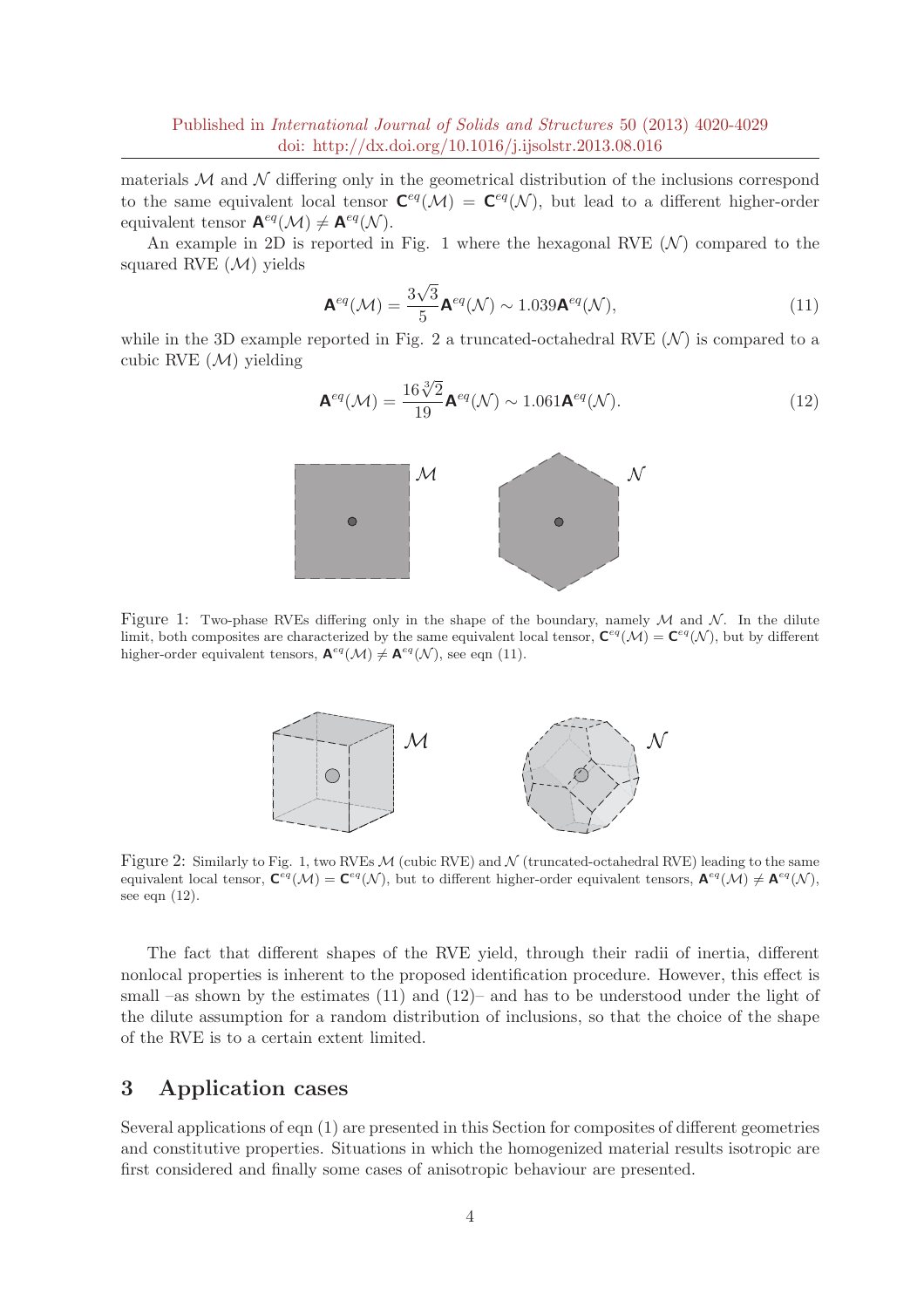materials $\mathcal{M}$ and $\mathcal{N}$ differing only in the geometrical distribution of the inclusions correspond to the same equivalent local tensor $\mathbf{C}^{eq}(\mathcal{M}) = \mathbf{C}^{eq}(\mathcal{N})$, but lead to a different higher-order equivalent tensor $\mathbf{A}^{eq}(\mathcal{M}) \neq \mathbf{A}^{eq}(\mathcal{N})$.

An example in 2D is reported in Fig. 1 where the hexagonal RVE ($\mathcal{N}$) compared to the squared RVE ($\mathcal{M}$) yields

$$\mathbf{A}^{eq}(\mathcal{M}) = \frac{3\sqrt{3}}{5}\mathbf{A}^{eq}(\mathcal{N}) \sim 1.039\mathbf{A}^{eq}(\mathcal{N}), \tag{11}$$

while in the 3D example reported in Fig. 2 a truncated-octahedral RVE ($\mathcal{N}$) is compared to a cubic RVE ($\mathcal{M}$) yielding

$$\mathbf{A}^{eq}(\mathcal{M}) = \frac{16\sqrt[3]{2}}{19}\mathbf{A}^{eq}(\mathcal{N}) \sim 1.061\mathbf{A}^{eq}(\mathcal{N}). \tag{12}$$

$\mathcal{M}$

$\mathcal{N}$

Figure 1: Two-phase RVEs differing only in the shape of the boundary, namely $\mathcal{M}$ and $\mathcal{N}$. In the dilute limit, both composites are characterized by the same equivalent local tensor, $\mathbf{C}^{eq}(\mathcal{M}) = \mathbf{C}^{eq}(\mathcal{N})$, but by different higher-order equivalent tensors, $\mathbf{A}^{eq}(\mathcal{M}) \neq \mathbf{A}^{eq}(\mathcal{N})$, see eqn (11).

$\mathcal{M}$

$\mathcal{N}$

Figure 2: Similarly to Fig. 1, two RVEs $\mathcal{M}$ (cubic RVE) and $\mathcal{N}$ (truncated-octahedral RVE) leading to the same equivalent local tensor, $\mathbf{C}^{eq}(\mathcal{M}) = \mathbf{C}^{eq}(\mathcal{N})$, but to different higher-order equivalent tensors, $\mathbf{A}^{eq}(\mathcal{M}) \neq \mathbf{A}^{eq}(\mathcal{N})$, see eqn (12).

The fact that different shapes of the RVE yield, through their radii of inertia, different nonlocal properties is inherent to the proposed identification procedure. However, this effect is small –as shown by the estimates (11) and (12)– and has to be understood under the light of the dilute assumption for a random distribution of inclusions, so that the choice of the shape of the RVE is to a certain extent limited.

## 3 Application cases

Several applications of eqn (1) are presented in this Section for composites of different geometries and constitutive properties. Situations in which the homogenized material results isotropic are first considered and finally some cases of anisotropic behaviour are presented.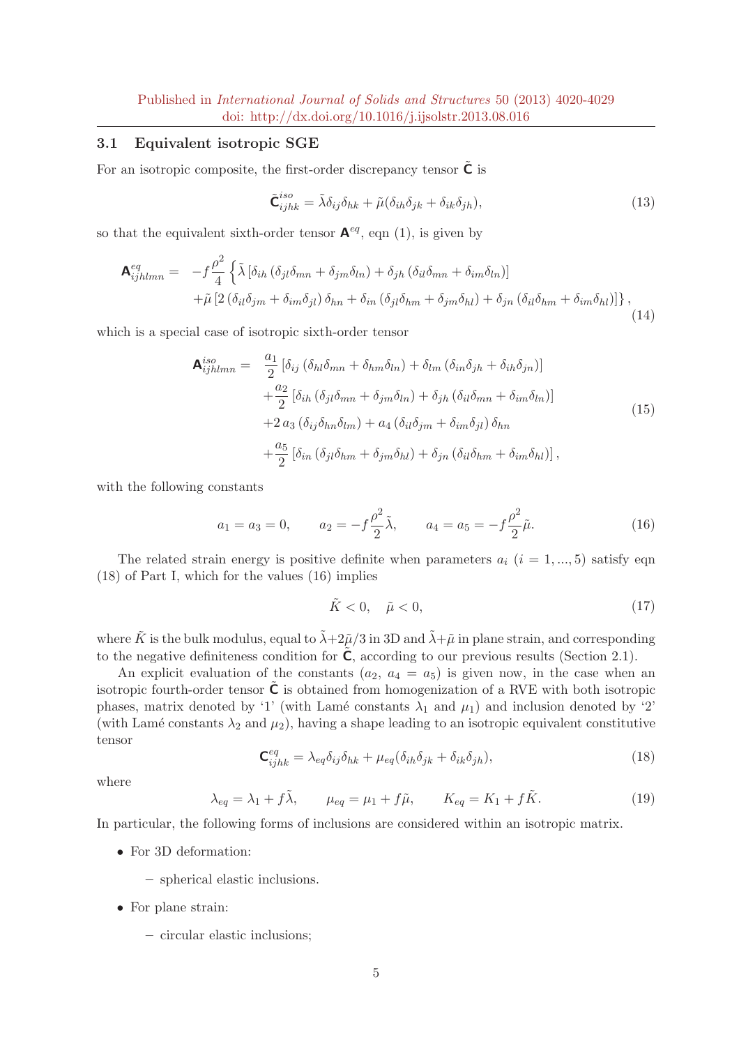### 3.1 Equivalent isotropic SGE

For an isotropic composite, the first-order discrepancy tensor $\tilde{\mathbf{C}}$ is

$$\tilde{\mathbf{C}}^{iso}_{ijhk} = \tilde{\lambda}\delta_{ij}\delta_{hk} + \tilde{\mu}(\delta_{ih}\delta_{jk} + \delta_{ik}\delta_{jh}), \tag{13}$$

so that the equivalent sixth-order tensor $\mathbf{A}^{eq}$, eqn (1), is given by

$$\begin{aligned}\mathbf{A}^{eq}_{ijhlmn} = & -f\frac{\rho^2}{4}\left\{\tilde{\lambda}\left[\delta_{ih}\left(\delta_{jl}\delta_{mn} + \delta_{jm}\delta_{ln}\right) + \delta_{jh}\left(\delta_{il}\delta_{mn} + \delta_{im}\delta_{ln}\right)\right]\right. \\ & \left. +\tilde{\mu}\left[2\left(\delta_{il}\delta_{jm} + \delta_{im}\delta_{jl}\right)\delta_{hn} + \delta_{in}\left(\delta_{jl}\delta_{hm} + \delta_{jm}\delta_{hl}\right) + \delta_{jn}\left(\delta_{il}\delta_{hm} + \delta_{im}\delta_{hl}\right)\right]\right\},\end{aligned} \tag{14}$$

which is a special case of isotropic sixth-order tensor

$$\begin{aligned}\mathbf{A}^{iso}_{ijhlmn} = & \frac{a_1}{2}\left[\delta_{ij}\left(\delta_{hl}\delta_{mn} + \delta_{hm}\delta_{ln}\right) + \delta_{lm}\left(\delta_{in}\delta_{jh} + \delta_{ih}\delta_{jn}\right)\right] \\ & +\frac{a_2}{2}\left[\delta_{ih}\left(\delta_{jl}\delta_{mn} + \delta_{jm}\delta_{ln}\right) + \delta_{jh}\left(\delta_{il}\delta_{mn} + \delta_{im}\delta_{ln}\right)\right] \\ & +2\,a_3\left(\delta_{ij}\delta_{hn}\delta_{lm}\right) + a_4\left(\delta_{il}\delta_{jm} + \delta_{im}\delta_{jl}\right)\delta_{hn} \\ & +\frac{a_5}{2}\left[\delta_{in}\left(\delta_{jl}\delta_{hm} + \delta_{jm}\delta_{hl}\right) + \delta_{jn}\left(\delta_{il}\delta_{hm} + \delta_{im}\delta_{hl}\right)\right],\end{aligned} \tag{15}$$

with the following constants

$$a_1 = a_3 = 0, \qquad a_2 = -f\frac{\rho^2}{2}\tilde{\lambda}, \qquad a_4 = a_5 = -f\frac{\rho^2}{2}\tilde{\mu}. \tag{16}$$

The related strain energy is positive definite when parameters $a_i$ $(i = 1, ..., 5)$ satisfy eqn (18) of Part I, which for the values (16) implies

$$\tilde{K} < 0, \quad \tilde{\mu} < 0, \tag{17}$$

where $\tilde{K}$ is the bulk modulus, equal to $\tilde{\lambda}+2\tilde{\mu}/3$ in 3D and $\tilde{\lambda}+\tilde{\mu}$ in plane strain, and corresponding to the negative definiteness condition for $\tilde{\mathbf{C}}$, according to our previous results (Section 2.1).

An explicit evaluation of the constants ($a_2$, $a_4 = a_5$) is given now, in the case when an isotropic fourth-order tensor $\tilde{\mathbf{C}}$ is obtained from homogenization of a RVE with both isotropic phases, matrix denoted by '1' (with Lamé constants $\lambda_1$ and $\mu_1$) and inclusion denoted by '2' (with Lamé constants $\lambda_2$ and $\mu_2$), having a shape leading to an isotropic equivalent constitutive tensor

$$\mathbf{C}^{eq}_{ijhk} = \lambda_{eq}\delta_{ij}\delta_{hk} + \mu_{eq}(\delta_{ih}\delta_{jk} + \delta_{ik}\delta_{jh}), \tag{18}$$

where

$$\lambda_{eq} = \lambda_1 + f\tilde{\lambda}, \qquad \mu_{eq} = \mu_1 + f\tilde{\mu}, \qquad K_{eq} = K_1 + f\tilde{K}. \tag{19}$$

In particular, the following forms of inclusions are considered within an isotropic matrix.

- For 3D deformation:
  - spherical elastic inclusions.
- For plane strain:
  - circular elastic inclusions;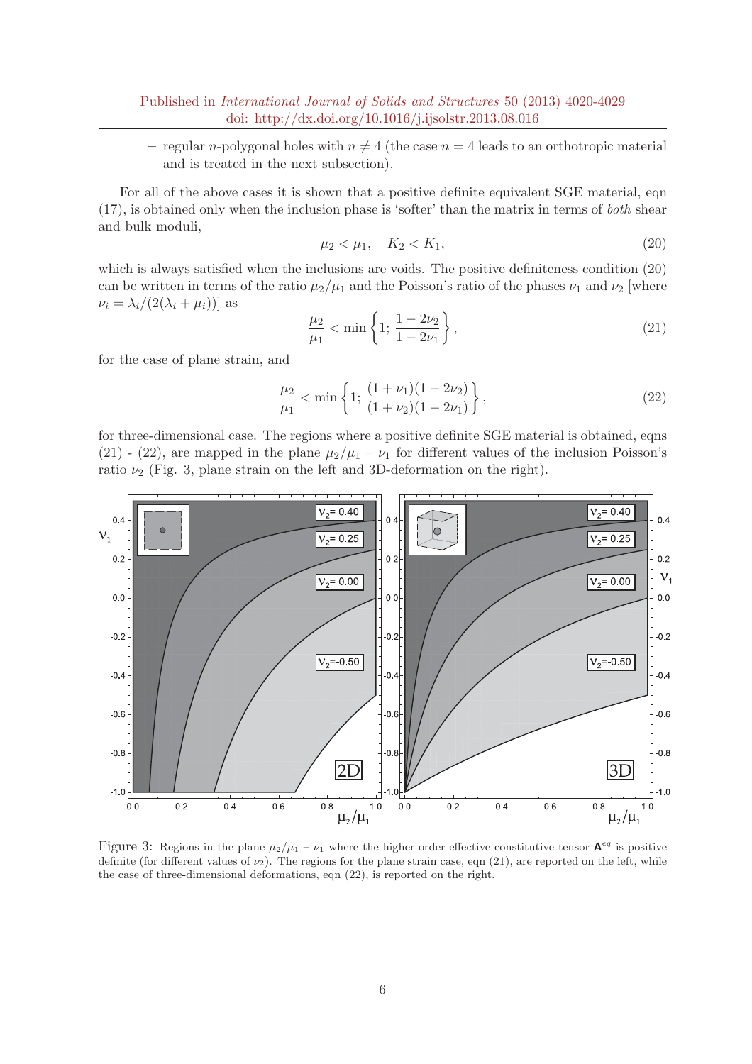– regular $n$-polygonal holes with $n \neq 4$ (the case $n = 4$ leads to an orthotropic material and is treated in the next subsection).

For all of the above cases it is shown that a positive definite equivalent SGE material, eqn (17), is obtained only when the inclusion phase is 'softer' than the matrix in terms of *both* shear and bulk moduli,

$$\mu_2 < \mu_1, \quad K_2 < K_1, \tag{20}$$

which is always satisfied when the inclusions are voids. The positive definiteness condition (20) can be written in terms of the ratio $\mu_2/\mu_1$ and the Poisson's ratio of the phases $\nu_1$ and $\nu_2$ [where $\nu_i = \lambda_i/(2(\lambda_i + \mu_i))$] as

$$\frac{\mu_2}{\mu_1} < \min\left\{1;\ \frac{1-2\nu_2}{1-2\nu_1}\right\}, \tag{21}$$

for the case of plane strain, and

$$\frac{\mu_2}{\mu_1} < \min\left\{1;\ \frac{(1+\nu_1)(1-2\nu_2)}{(1+\nu_2)(1-2\nu_1)}\right\}, \tag{22}$$

for three-dimensional case. The regions where a positive definite SGE material is obtained, eqns (21) - (22), are mapped in the plane $\mu_2/\mu_1$ – $\nu_1$ for different values of the inclusion Poisson's ratio $\nu_2$ (Fig. 3, plane strain on the left and 3D-deformation on the right).

2D
$\nu_1$
$\mu_2/\mu_1$
$\nu_2$= 0.40
$\nu_2$= 0.25
$\nu_2$= 0.00
$\nu_2$=-0.50
0.4
0.2
0.0
-0.2
-0.4
-0.6
-0.8
-1.0
0.0 0.2 0.4 0.6 0.8 1.0

3D
$\nu_1$
$\mu_2/\mu_1$
$\nu_2$= 0.40
$\nu_2$= 0.25
$\nu_2$= 0.00
$\nu_2$=-0.50
0.4
0.2
0.0
-0.2
-0.4
-0.6
-0.8
-1.0
0.0 0.2 0.4 0.6 0.8 1.0

Figure 3: Regions in the plane $\mu_2/\mu_1$ – $\nu_1$ where the higher-order effective constitutive tensor $\mathbf{A}^{eq}$ is positive definite (for different values of $\nu_2$). The regions for the plane strain case, eqn (21), are reported on the left, while the case of three-dimensional deformations, eqn (22), is reported on the right.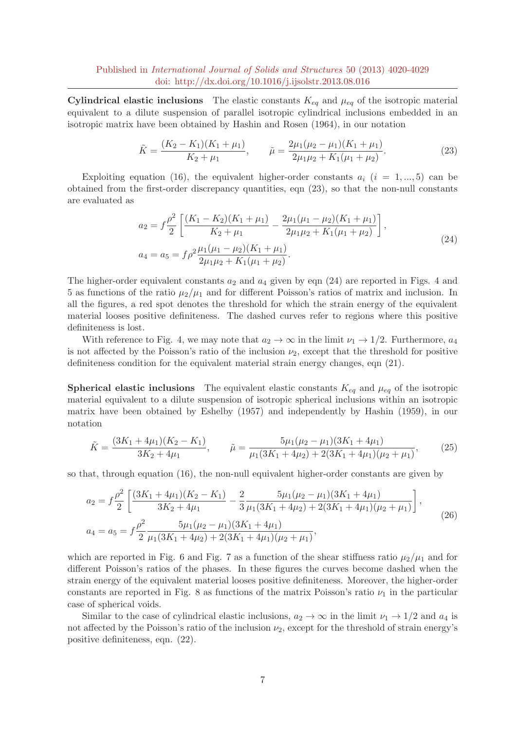**Cylindrical elastic inclusions** The elastic constants $K_{eq}$ and $\mu_{eq}$ of the isotropic material equivalent to a dilute suspension of parallel isotropic cylindrical inclusions embedded in an isotropic matrix have been obtained by Hashin and Rosen (1964), in our notation

$$\tilde{K} = \frac{(K_2 - K_1)(K_1 + \mu_1)}{K_2 + \mu_1}, \qquad \tilde{\mu} = \frac{2\mu_1(\mu_2 - \mu_1)(K_1 + \mu_1)}{2\mu_1\mu_2 + K_1(\mu_1 + \mu_2)}. \tag{23}$$

Exploiting equation (16), the equivalent higher-order constants $a_i$ $(i = 1, ..., 5)$ can be obtained from the first-order discrepancy quantities, eqn (23), so that the non-null constants are evaluated as

$$\begin{aligned}
a_2 &= f\frac{\rho^2}{2}\left[\frac{(K_1 - K_2)(K_1 + \mu_1)}{K_2 + \mu_1} - \frac{2\mu_1(\mu_1 - \mu_2)(K_1 + \mu_1)}{2\mu_1\mu_2 + K_1(\mu_1 + \mu_2)}\right],\\
a_4 &= a_5 = f\rho^2\frac{\mu_1(\mu_1 - \mu_2)(K_1 + \mu_1)}{2\mu_1\mu_2 + K_1(\mu_1 + \mu_2)}.
\end{aligned} \tag{24}$$

The higher-order equivalent constants $a_2$ and $a_4$ given by eqn (24) are reported in Figs. 4 and 5 as functions of the ratio $\mu_2/\mu_1$ and for different Poisson's ratios of matrix and inclusion. In all the figures, a red spot denotes the threshold for which the strain energy of the equivalent material looses positive definiteness. The dashed curves refer to regions where this positive definiteness is lost.

With reference to Fig. 4, we may note that $a_2 \to \infty$ in the limit $\nu_1 \to 1/2$. Furthermore, $a_4$ is not affected by the Poisson's ratio of the inclusion $\nu_2$, except that the threshold for positive definiteness condition for the equivalent material strain energy changes, eqn (21).

**Spherical elastic inclusions** The equivalent elastic constants $K_{eq}$ and $\mu_{eq}$ of the isotropic material equivalent to a dilute suspension of isotropic spherical inclusions within an isotropic matrix have been obtained by Eshelby (1957) and independently by Hashin (1959), in our notation

$$\tilde{K} = \frac{(3K_1 + 4\mu_1)(K_2 - K_1)}{3K_2 + 4\mu_1}, \qquad \tilde{\mu} = \frac{5\mu_1(\mu_2 - \mu_1)(3K_1 + 4\mu_1)}{\mu_1(3K_1 + 4\mu_2) + 2(3K_1 + 4\mu_1)(\mu_2 + \mu_1)}, \tag{25}$$

so that, through equation (16), the non-null equivalent higher-order constants are given by

$$\begin{aligned}
a_2 &= f\frac{\rho^2}{2}\left[\frac{(3K_1 + 4\mu_1)(K_2 - K_1)}{3K_2 + 4\mu_1} - \frac{2}{3}\frac{5\mu_1(\mu_2 - \mu_1)(3K_1 + 4\mu_1)}{\mu_1(3K_1 + 4\mu_2) + 2(3K_1 + 4\mu_1)(\mu_2 + \mu_1)}\right],\\
a_4 &= a_5 = f\frac{\rho^2}{2}\frac{5\mu_1(\mu_2 - \mu_1)(3K_1 + 4\mu_1)}{\mu_1(3K_1 + 4\mu_2) + 2(3K_1 + 4\mu_1)(\mu_2 + \mu_1)},
\end{aligned} \tag{26}$$

which are reported in Fig. 6 and Fig. 7 as a function of the shear stiffness ratio $\mu_2/\mu_1$ and for different Poisson's ratios of the phases. In these figures the curves become dashed when the strain energy of the equivalent material looses positive definiteness. Moreover, the higher-order constants are reported in Fig. 8 as functions of the matrix Poisson's ratio $\nu_1$ in the particular case of spherical voids.

Similar to the case of cylindrical elastic inclusions, $a_2 \to \infty$ in the limit $\nu_1 \to 1/2$ and $a_4$ is not affected by the Poisson's ratio of the inclusion $\nu_2$, except for the threshold of strain energy's positive definiteness, eqn. (22).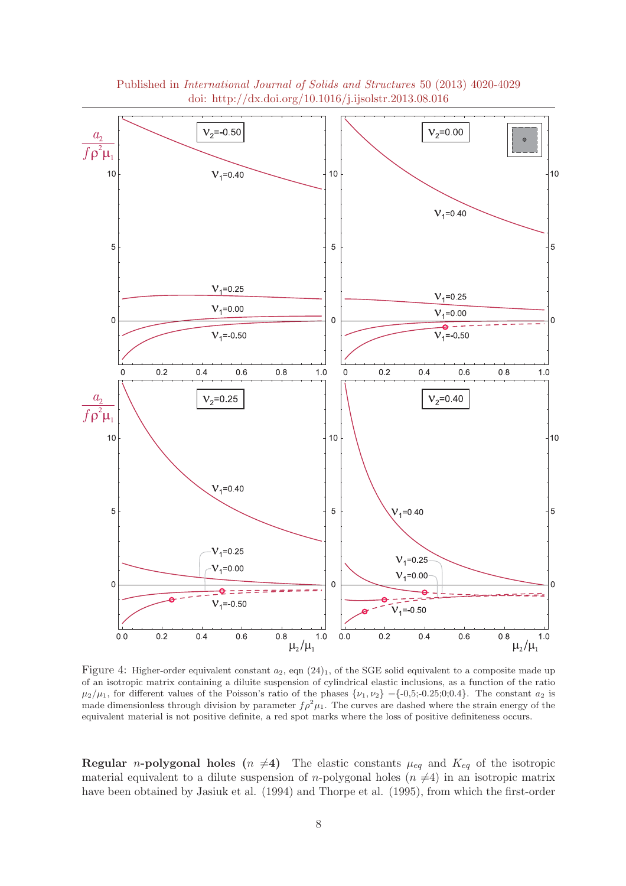$\nu_2$=-0.50

$\frac{a_2}{f\rho^2\mu_1}$

10

5

0

$\nu_1$=0.40

$\nu_1$=0.25

$\nu_1$=0.00

$\nu_1$=-0.50

$\nu_2$=0.00

$\nu_1$=0.40

$\nu_1$=0.25

$\nu_1$=0.00

$\nu_1$=-0.50

0 0.2 0.4 0.6 0.8 1.0

$\nu_2$=0.25

$\frac{a_2}{f\rho^2\mu_1}$

$\nu_1$=0.40

$\nu_1$=0.25

$\nu_1$=0.00

$\nu_1$=-0.50

$\nu_2$=0.40

$\nu_1$=0.40

$\nu_1$=0.25

$\nu_1$=0.00

$\nu_1$=-0.50

0.0 0.2 0.4 0.6 0.8 1.0

$\mu_2/\mu_1$

Figure 4: Higher-order equivalent constant $a_2$, eqn $(24)_1$, of the SGE solid equivalent to a composite made up of an isotropic matrix containing a diluite suspension of cylindrical elastic inclusions, as a function of the ratio $\mu_2/\mu_1$, for different values of the Poisson's ratio of the phases $\{\nu_1, \nu_2\}$ ={-0,5;-0.25;0;0.4}. The constant $a_2$ is made dimensionless through division by parameter $f\rho^2\mu_1$. The curves are dashed where the strain energy of the equivalent material is not positive definite, a red spot marks where the loss of positive definiteness occurs.

**Regular $n$-polygonal holes ($n \neq 4$)** The elastic constants $\mu_{eq}$ and $K_{eq}$ of the isotropic material equivalent to a dilute suspension of $n$-polygonal holes ($n \neq 4$) in an isotropic matrix have been obtained by Jasiuk et al. (1994) and Thorpe et al. (1995), from which the first-order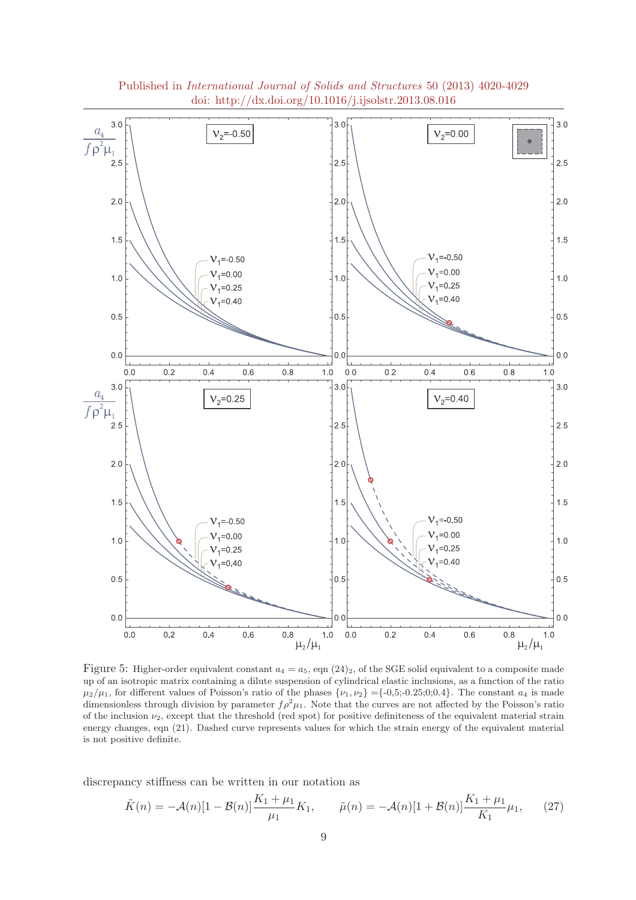$\frac{a_4}{f\rho^2\mu_1}$

$\nu_2$=-0.50

$\nu_1$=-0.50
$\nu_1$=0.00
$\nu_1$=0.25
$\nu_1$=0.40

$\nu_2$=0.00

$\nu_1$=-0.50
$\nu_1$=0.00
$\nu_1$=0.25
$\nu_1$=0.40

$\frac{a_4}{f\rho^2\mu_1}$

$\nu_2$=0.25

$\nu_1$=-0.50
$\nu_1$=0.00
$\nu_1$=0.25
$\nu_1$=0.40

$\nu_2$=0.40

$\nu_1$=-0.50
$\nu_1$=0.00
$\nu_1$=0.25
$\nu_1$=0.40

$\mu_2/\mu_1$

$\mu_2/\mu_1$

0.0 0.2 0.4 0.6 0.8 1.0

0.0 0.5 1.0 1.5 2.0 2.5 3.0

Figure 5: Higher-order equivalent constant $a_4 = a_5$, eqn $(24)_2$, of the SGE solid equivalent to a composite made up of an isotropic matrix containing a dilute suspension of cylindrical elastic inclusions, as a function of the ratio $\mu_2/\mu_1$, for different values of Poisson's ratio of the phases $\{\nu_1, \nu_2\}$ ={-0,5;-0.25;0;0.4}. The constant $a_4$ is made dimensionless through division by parameter $f\rho^2\mu_1$. Note that the curves are not affected by the Poisson's ratio of the inclusion $\nu_2$, except that the threshold (red spot) for positive definiteness of the equivalent material strain energy changes, eqn (21). Dashed curve represents values for which the strain energy of the equivalent material is not positive definite.

discrepancy stiffness can be written in our notation as

$$\tilde{K}(n) = -\mathcal{A}(n)[1 - \mathcal{B}(n)]\frac{K_1 + \mu_1}{\mu_1}K_1, \qquad \tilde{\mu}(n) = -\mathcal{A}(n)[1 + \mathcal{B}(n)]\frac{K_1 + \mu_1}{K_1}\mu_1, \qquad (27)$$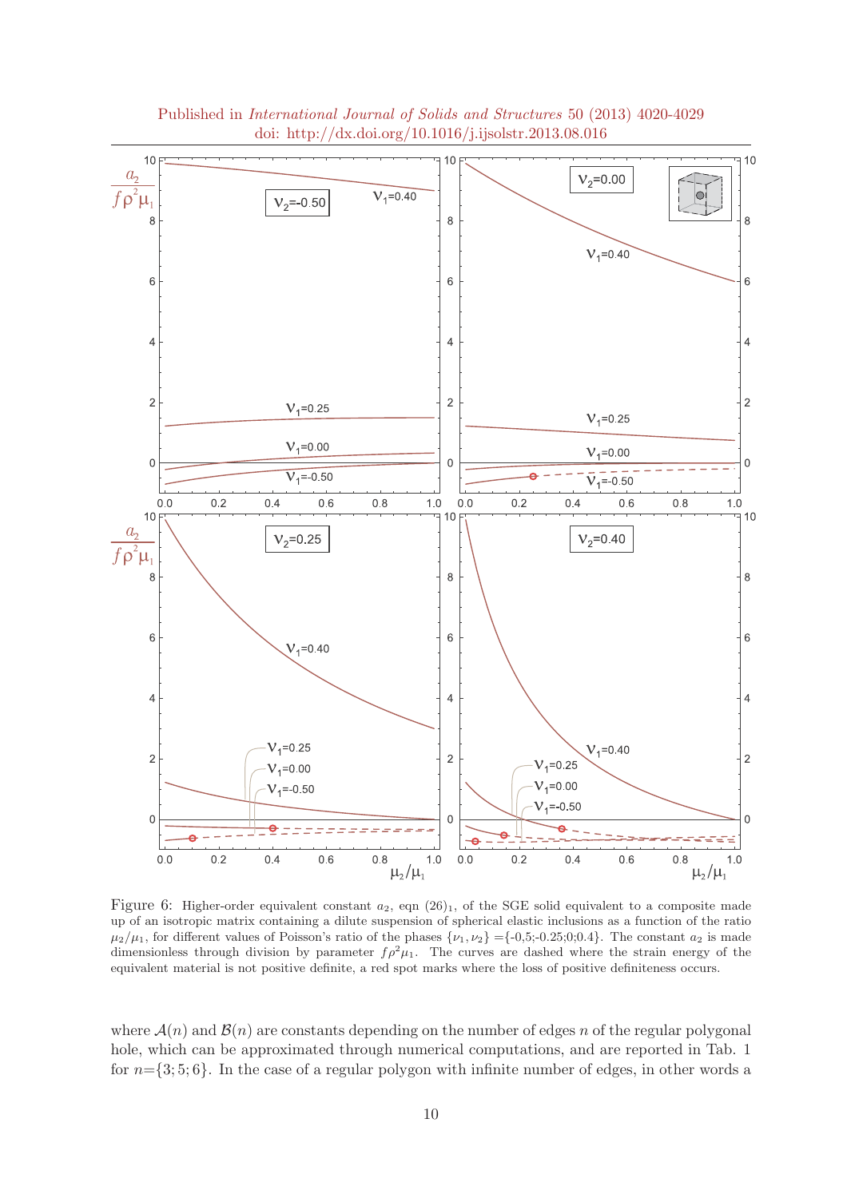$\frac{a_2}{f\rho^2\mu_1}$

$\nu_2$=-0.50

$\nu_1$=0.40

$\nu_1$=0.25

$\nu_1$=0.00

$\nu_1$=-0.50

$\nu_2$=0.00

$\nu_1$=0.40

$\nu_1$=0.25

$\nu_1$=0.00

$\nu_1$=-0.50

$\nu_2$=0.25

$\nu_1$=0.40

$\nu_1$=0.25

$\nu_1$=0.00

$\nu_1$=-0.50

$\nu_2$=0.40

$\nu_1$=0.40

$\nu_1$=0.25

$\nu_1$=0.00

$\nu_1$=-0.50

$\mu_2/\mu_1$

Figure 6: Higher-order equivalent constant $a_2$, eqn $(26)_1$, of the SGE solid equivalent to a composite made up of an isotropic matrix containing a dilute suspension of spherical elastic inclusions as a function of the ratio $\mu_2/\mu_1$, for different values of Poisson's ratio of the phases $\{\nu_1,\nu_2\}$ ={-0,5;-0.25;0;0.4}. The constant $a_2$ is made dimensionless through division by parameter $f\rho^2\mu_1$. The curves are dashed where the strain energy of the equivalent material is not positive definite, a red spot marks where the loss of positive definiteness occurs.

where $\mathcal{A}(n)$ and $\mathcal{B}(n)$ are constants depending on the number of edges $n$ of the regular polygonal hole, which can be approximated through numerical computations, and are reported in Tab. 1 for $n$={3; 5; 6}. In the case of a regular polygon with infinite number of edges, in other words a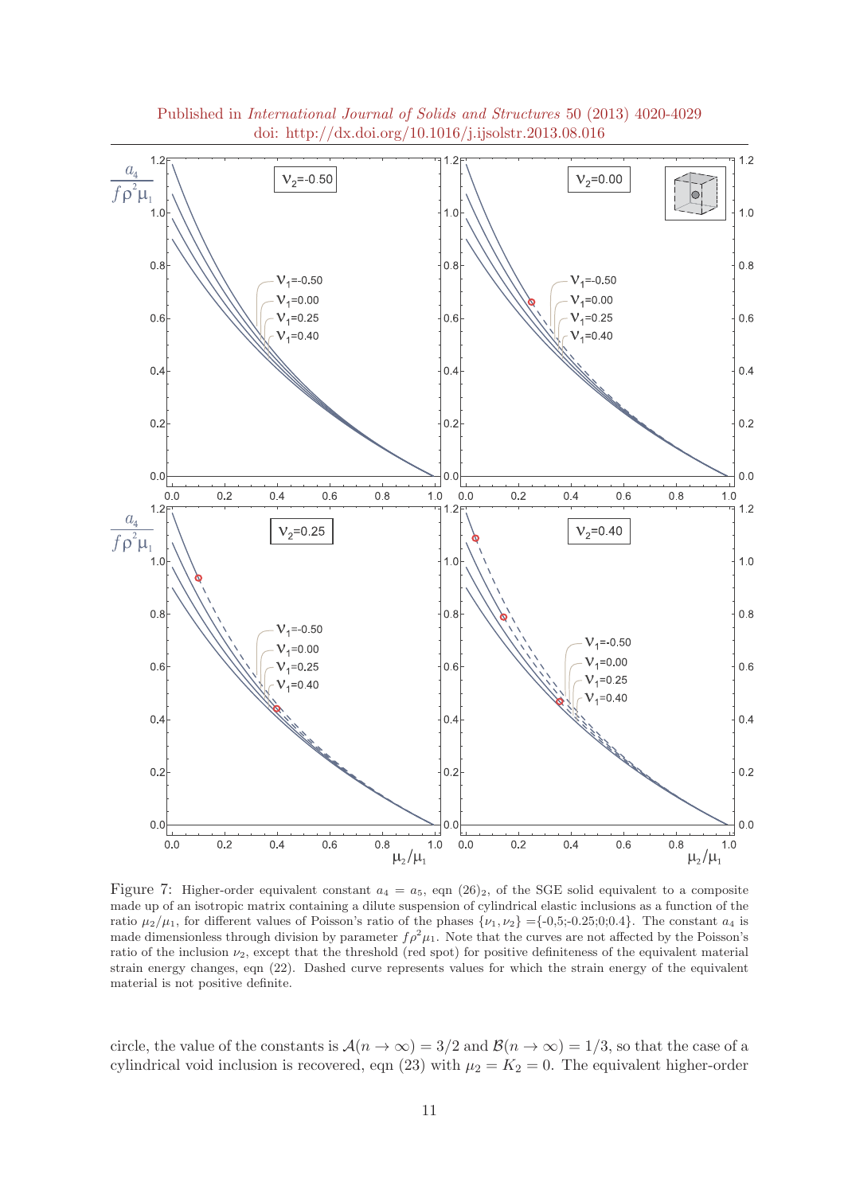Published in *International Journal of Solids and Structures* 50 (2013) 4020-4029
doi: http://dx.doi.org/10.1016/j.ijsolstr.2013.08.016

$\frac{a_4}{f\rho^2\mu_1}$

$\nu_2$=-0.50

$\nu_1$=-0.50
$\nu_1$=0.00
$\nu_1$=0.25
$\nu_1$=0.40

$\nu_2$=0.00

$\nu_1$=-0.50
$\nu_1$=0.00
$\nu_1$=0.25
$\nu_1$=0.40

$\nu_2$=0.25

$\nu_1$=-0.50
$\nu_1$=0.00
$\nu_1$=0.25
$\nu_1$=0.40

$\nu_2$=0.40

$\nu_1$=-0.50
$\nu_1$=0.00
$\nu_1$=0.25
$\nu_1$=0.40

0.0 0.2 0.4 0.6 0.8 1.0 1.2

0.0 0.2 0.4 0.6 0.8 1.0

$\mu_2/\mu_1$

Figure 7: Higher-order equivalent constant $a_4 = a_5$, eqn $(26)_2$, of the SGE solid equivalent to a composite made up of an isotropic matrix containing a dilute suspension of cylindrical elastic inclusions as a function of the ratio $\mu_2/\mu_1$, for different values of Poisson's ratio of the phases $\{\nu_1, \nu_2\}$ ={-0,5;-0.25;0;0.4}. The constant $a_4$ is made dimensionless through division by parameter $f\rho^2\mu_1$. Note that the curves are not affected by the Poisson's ratio of the inclusion $\nu_2$, except that the threshold (red spot) for positive definiteness of the equivalent material strain energy changes, eqn (22). Dashed curve represents values for which the strain energy of the equivalent material is not positive definite.

circle, the value of the constants is $\mathcal{A}(n \to \infty) = 3/2$ and $\mathcal{B}(n \to \infty) = 1/3$, so that the case of a cylindrical void inclusion is recovered, eqn (23) with $\mu_2 = K_2 = 0$. The equivalent higher-order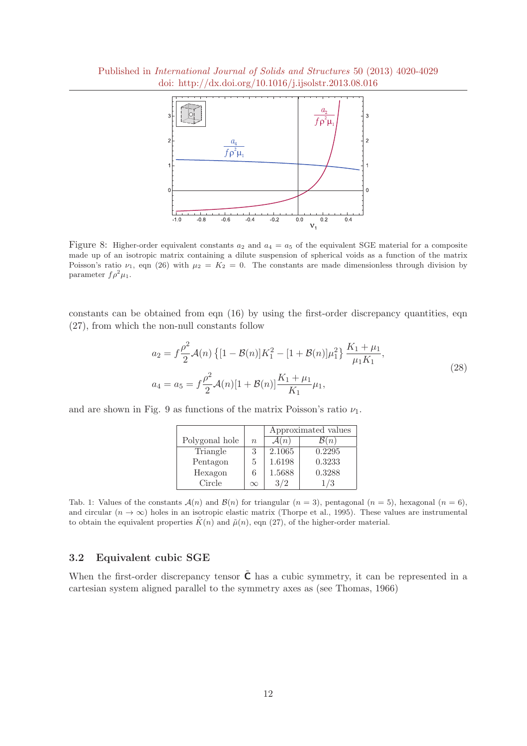Figure 8: Higher-order equivalent constants $a_2$ and $a_4 = a_5$ of the equivalent SGE material for a composite made up of an isotropic matrix containing a dilute suspension of spherical voids as a function of the matrix Poisson's ratio $\nu_1$, eqn (26) with $\mu_2 = K_2 = 0$. The constants are made dimensionless through division by parameter $f\rho^2\mu_1$.

constants can be obtained from eqn (16) by using the first-order discrepancy quantities, eqn (27), from which the non-null constants follow

$$
\begin{aligned}
a_2 &= f\frac{\rho^2}{2}\mathcal{A}(n)\left\{[1-\mathcal{B}(n)]K_1^2 - [1+\mathcal{B}(n)]\mu_1^2\right\}\frac{K_1+\mu_1}{\mu_1 K_1},\\
a_4 &= a_5 = f\frac{\rho^2}{2}\mathcal{A}(n)[1+\mathcal{B}(n)]\frac{K_1+\mu_1}{K_1}\mu_1,
\end{aligned}
\tag{28}
$$

and are shown in Fig. 9 as functions of the matrix Poisson's ratio $\nu_1$.

| Polygonal hole | $n$ | Approximated values | |
|---|---|---|---|
| | | $\mathcal{A}(n)$ | $\mathcal{B}(n)$ |
| Triangle | 3 | 2.1065 | 0.2295 |
| Pentagon | 5 | 1.6198 | 0.3233 |
| Hexagon | 6 | 1.5688 | 0.3288 |
| Circle | $\infty$ | 3/2 | 1/3 |

Tab. 1: Values of the constants $\mathcal{A}(n)$ and $\mathcal{B}(n)$ for triangular ($n = 3$), pentagonal ($n = 5$), hexagonal ($n = 6$), and circular ($n \to \infty$) holes in an isotropic elastic matrix (Thorpe et al., 1995). These values are instrumental to obtain the equivalent properties $\tilde{K}(n)$ and $\tilde{\mu}(n)$, eqn (27), of the higher-order material.

### 3.2 Equivalent cubic SGE

When the first-order discrepancy tensor $\tilde{\mathbf{C}}$ has a cubic symmetry, it can be represented in a cartesian system aligned parallel to the symmetry axes as (see Thomas, 1966)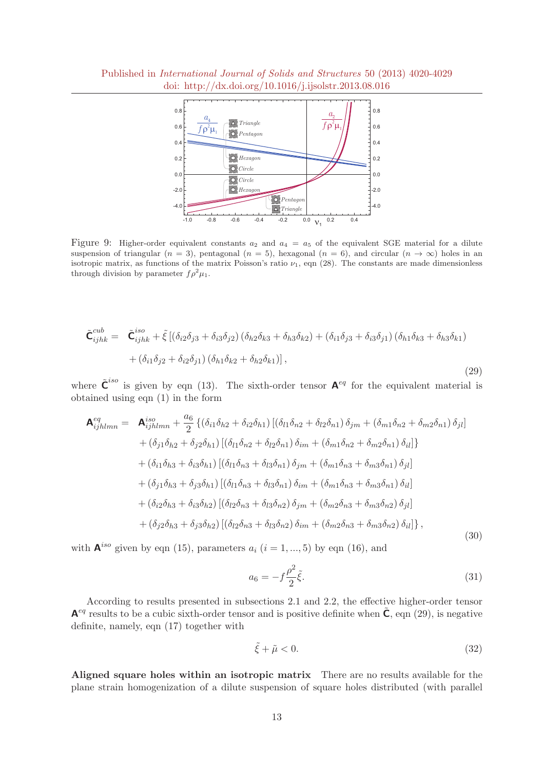Figure 9: Higher-order equivalent constants $a_2$ and $a_4 = a_5$ of the equivalent SGE material for a dilute suspension of triangular ($n = 3$), pentagonal ($n = 5$), hexagonal ($n = 6$), and circular ($n \to \infty$) holes in an isotropic matrix, as functions of the matrix Poisson's ratio $\nu_1$, eqn (28). The constants are made dimensionless through division by parameter $f\rho^2\mu_1$.

$$
\begin{aligned}
\tilde{\mathbf{C}}^{cub}_{ijhk} = \ & \tilde{\mathbf{C}}^{iso}_{ijhk} + \tilde{\xi}\left[\left(\delta_{i2}\delta_{j3} + \delta_{i3}\delta_{j2}\right)\left(\delta_{h2}\delta_{k3} + \delta_{h3}\delta_{k2}\right) + \left(\delta_{i1}\delta_{j3} + \delta_{i3}\delta_{j1}\right)\left(\delta_{h1}\delta_{k3} + \delta_{h3}\delta_{k1}\right)\right. \\
& \left. + \left(\delta_{i1}\delta_{j2} + \delta_{i2}\delta_{j1}\right)\left(\delta_{h1}\delta_{k2} + \delta_{h2}\delta_{k1}\right)\right],
\end{aligned} \tag{29}
$$

where $\tilde{\mathbf{C}}^{iso}$ is given by eqn (13). The sixth-order tensor $\mathbf{A}^{eq}$ for the equivalent material is obtained using eqn (1) in the form

$$
\begin{aligned}
\mathbf{A}^{eq}_{ijhlmn} = \ & \mathbf{A}^{iso}_{ijhlmn} + \frac{a_6}{2}\left\{\left(\delta_{i1}\delta_{h2} + \delta_{i2}\delta_{h1}\right)\left[\left(\delta_{l1}\delta_{n2} + \delta_{l2}\delta_{n1}\right)\delta_{jm} + \left(\delta_{m1}\delta_{n2} + \delta_{m2}\delta_{n1}\right)\delta_{jl}\right]\right. \\
& + \left(\delta_{j1}\delta_{h2} + \delta_{j2}\delta_{h1}\right)\left[\left(\delta_{l1}\delta_{n2} + \delta_{l2}\delta_{n1}\right)\delta_{im} + \left(\delta_{m1}\delta_{n2} + \delta_{m2}\delta_{n1}\right)\delta_{il}\right]\} \\
& + \left(\delta_{i1}\delta_{h3} + \delta_{i3}\delta_{h1}\right)\left[\left(\delta_{l1}\delta_{n3} + \delta_{l3}\delta_{n1}\right)\delta_{jm} + \left(\delta_{m1}\delta_{n3} + \delta_{m3}\delta_{n1}\right)\delta_{jl}\right] \\
& + \left(\delta_{j1}\delta_{h3} + \delta_{j3}\delta_{h1}\right)\left[\left(\delta_{l1}\delta_{n3} + \delta_{l3}\delta_{n1}\right)\delta_{im} + \left(\delta_{m1}\delta_{n3} + \delta_{m3}\delta_{n1}\right)\delta_{il}\right] \\
& + \left(\delta_{i2}\delta_{h3} + \delta_{i3}\delta_{h2}\right)\left[\left(\delta_{l2}\delta_{n3} + \delta_{l3}\delta_{n2}\right)\delta_{jm} + \left(\delta_{m2}\delta_{n3} + \delta_{m3}\delta_{n2}\right)\delta_{jl}\right] \\
& \left. + \left(\delta_{j2}\delta_{h3} + \delta_{j3}\delta_{h2}\right)\left[\left(\delta_{l2}\delta_{n3} + \delta_{l3}\delta_{n2}\right)\delta_{im} + \left(\delta_{m2}\delta_{n3} + \delta_{m3}\delta_{n2}\right)\delta_{il}\right]\right\},
\end{aligned} \tag{30}
$$

with $\mathbf{A}^{iso}$ given by eqn (15), parameters $a_i$ ($i = 1, ..., 5$) by eqn (16), and

$$
a_6 = -f\frac{\rho^2}{2}\tilde{\xi}. \tag{31}
$$

According to results presented in subsections 2.1 and 2.2, the effective higher-order tensor $\mathbf{A}^{eq}$ results to be a cubic sixth-order tensor and is positive definite when $\tilde{\mathbf{C}}$, eqn (29), is negative definite, namely, eqn (17) together with

$$
\tilde{\xi} + \tilde{\mu} < 0. \tag{32}
$$

**Aligned square holes within an isotropic matrix** There are no results available for the plane strain homogenization of a dilute suspension of square holes distributed (with parallel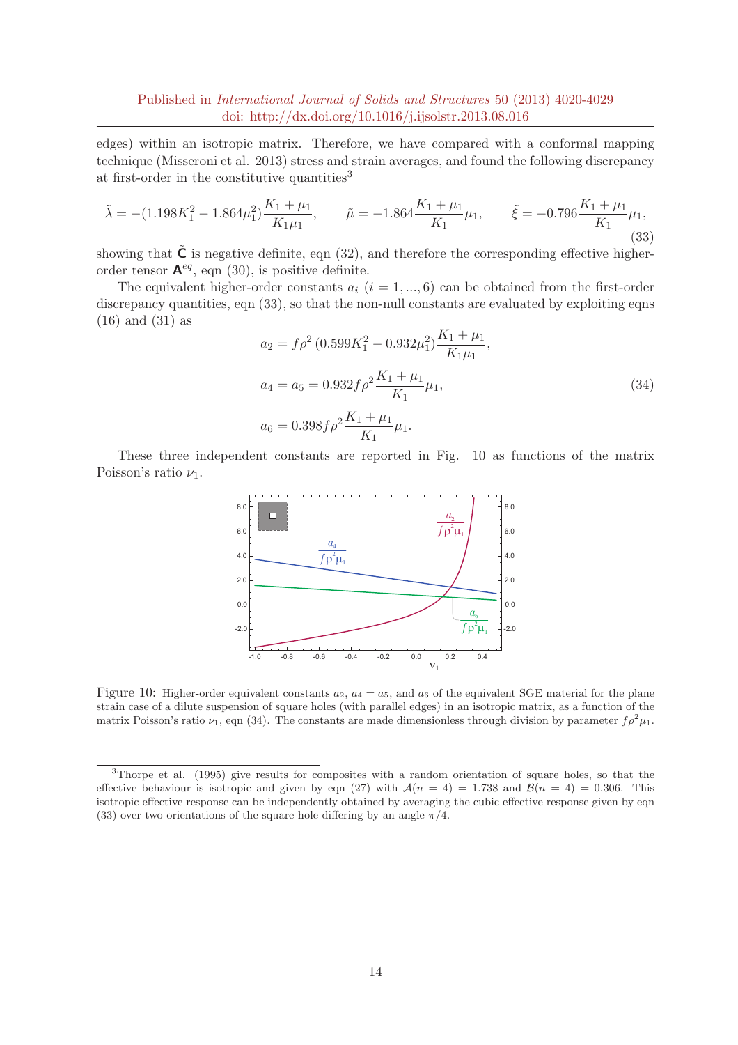edges) within an isotropic matrix. Therefore, we have compared with a conformal mapping technique (Misseroni et al. 2013) stress and strain averages, and found the following discrepancy at first-order in the constitutive quantities[3]

$$\tilde{\lambda} = -(1.198K_1^2 - 1.864\mu_1^2)\frac{K_1+\mu_1}{K_1\mu_1}, \qquad \tilde{\mu} = -1.864\frac{K_1+\mu_1}{K_1}\mu_1, \qquad \tilde{\xi} = -0.796\frac{K_1+\mu_1}{K_1}\mu_1, \tag{33}$$

showing that $\tilde{\mathbf{C}}$ is negative definite, eqn (32), and therefore the corresponding effective higher-order tensor $\mathbf{A}^{eq}$, eqn (30), is positive definite.

The equivalent higher-order constants $a_i$ $(i = 1, ..., 6)$ can be obtained from the first-order discrepancy quantities, eqn (33), so that the non-null constants are evaluated by exploiting eqns (16) and (31) as

$$\begin{aligned} a_2 &= f\rho^2\,(0.599K_1^2 - 0.932\mu_1^2)\frac{K_1+\mu_1}{K_1\mu_1}, \\ a_4 &= a_5 = 0.932f\rho^2\frac{K_1+\mu_1}{K_1}\mu_1, \\ a_6 &= 0.398f\rho^2\frac{K_1+\mu_1}{K_1}\mu_1. \end{aligned} \tag{34}$$

These three independent constants are reported in Fig. 10 as functions of the matrix Poisson's ratio $\nu_1$.

$\frac{a_4}{f\rho^2\mu_1}$

$\frac{a_2}{f\rho^2\mu_1}$

$\frac{a_6}{f\rho^2\mu_1}$

8.0 6.0 4.0 2.0 0.0 -2.0

-1.0 -0.8 -0.6 -0.4 -0.2 0.0 0.2 0.4

$\nu_1$

Figure 10: Higher-order equivalent constants $a_2$, $a_4 = a_5$, and $a_6$ of the equivalent SGE material for the plane strain case of a dilute suspension of square holes (with parallel edges) in an isotropic matrix, as a function of the matrix Poisson's ratio $\nu_1$, eqn (34). The constants are made dimensionless through division by parameter $f\rho^2\mu_1$.

[3] Thorpe et al. (1995) give results for composites with a random orientation of square holes, so that the effective behaviour is isotropic and given by eqn (27) with $\mathcal{A}(n = 4) = 1.738$ and $\mathcal{B}(n = 4) = 0.306$. This isotropic effective response can be independently obtained by averaging the cubic effective response given by eqn (33) over two orientations of the square hole differing by an angle $\pi/4$.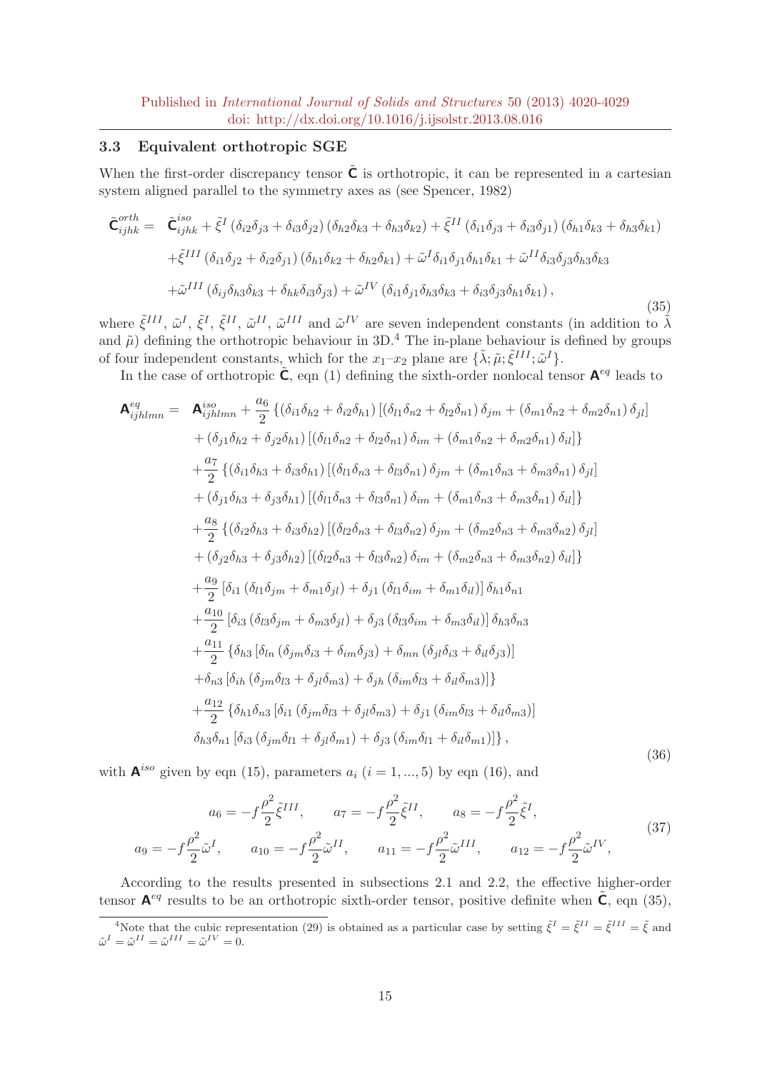### 3.3 Equivalent orthotropic SGE

When the first-order discrepancy tensor $\tilde{\mathbf{C}}$ is orthotropic, it can be represented in a cartesian system aligned parallel to the symmetry axes as (see Spencer, 1982)

$$
\begin{aligned}
\tilde{\mathsf{C}}_{ijhk}^{orth} = \;& \tilde{\mathsf{C}}_{ijhk}^{iso} + \tilde{\xi}^{I} \left(\delta_{i2}\delta_{j3} + \delta_{i3}\delta_{j2}\right)\left(\delta_{h2}\delta_{k3} + \delta_{h3}\delta_{k2}\right) + \tilde{\xi}^{II} \left(\delta_{i1}\delta_{j3} + \delta_{i3}\delta_{j1}\right)\left(\delta_{h1}\delta_{k3} + \delta_{h3}\delta_{k1}\right) \\
& + \tilde{\xi}^{III} \left(\delta_{i1}\delta_{j2} + \delta_{i2}\delta_{j1}\right)\left(\delta_{h1}\delta_{k2} + \delta_{h2}\delta_{k1}\right) + \tilde{\omega}^{I}\delta_{i1}\delta_{j1}\delta_{h1}\delta_{k1} + \tilde{\omega}^{II}\delta_{i3}\delta_{j3}\delta_{h3}\delta_{k3} \\
& + \tilde{\omega}^{III}\left(\delta_{ij}\delta_{h3}\delta_{k3} + \delta_{hk}\delta_{i3}\delta_{j3}\right) + \tilde{\omega}^{IV}\left(\delta_{i1}\delta_{j1}\delta_{h3}\delta_{k3} + \delta_{i3}\delta_{j3}\delta_{h1}\delta_{k1}\right),
\end{aligned}
\tag{35}
$$

where $\tilde{\xi}^{III}$, $\tilde{\omega}^{I}$, $\tilde{\xi}^{I}$, $\tilde{\xi}^{II}$, $\tilde{\omega}^{II}$, $\tilde{\omega}^{III}$ and $\tilde{\omega}^{IV}$ are seven independent constants (in addition to $\tilde{\lambda}$ and $\tilde{\mu}$) defining the orthotropic behaviour in 3D.[4] The in-plane behaviour is defined by groups of four independent constants, which for the $x_1$–$x_2$ plane are $\{\tilde{\lambda}; \tilde{\mu}; \tilde{\xi}^{III}; \tilde{\omega}^{I}\}$.

In the case of orthotropic $\tilde{\mathbf{C}}$, eqn (1) defining the sixth-order nonlocal tensor $\mathbf{A}^{eq}$ leads to

$$
\begin{aligned}
\mathsf{A}_{ijhlmn}^{eq} = \;& \mathsf{A}_{ijhlmn}^{iso} + \frac{a_6}{2}\left\{\left(\delta_{i1}\delta_{h2} + \delta_{i2}\delta_{h1}\right)\left[\left(\delta_{l1}\delta_{n2} + \delta_{l2}\delta_{n1}\right)\delta_{jm} + \left(\delta_{m1}\delta_{n2} + \delta_{m2}\delta_{n1}\right)\delta_{jl}\right]\right. \\
& \left. + \left(\delta_{j1}\delta_{h2} + \delta_{j2}\delta_{h1}\right)\left[\left(\delta_{l1}\delta_{n2} + \delta_{l2}\delta_{n1}\right)\delta_{im} + \left(\delta_{m1}\delta_{n2} + \delta_{m2}\delta_{n1}\right)\delta_{il}\right]\right\} \\
& + \frac{a_7}{2}\left\{\left(\delta_{i1}\delta_{h3} + \delta_{i3}\delta_{h1}\right)\left[\left(\delta_{l1}\delta_{n3} + \delta_{l3}\delta_{n1}\right)\delta_{jm} + \left(\delta_{m1}\delta_{n3} + \delta_{m3}\delta_{n1}\right)\delta_{jl}\right]\right. \\
& \left. + \left(\delta_{j1}\delta_{h3} + \delta_{j3}\delta_{h1}\right)\left[\left(\delta_{l1}\delta_{n3} + \delta_{l3}\delta_{n1}\right)\delta_{im} + \left(\delta_{m1}\delta_{n3} + \delta_{m3}\delta_{n1}\right)\delta_{il}\right]\right\} \\
& + \frac{a_8}{2}\left\{\left(\delta_{i2}\delta_{h3} + \delta_{i3}\delta_{h2}\right)\left[\left(\delta_{l2}\delta_{n3} + \delta_{l3}\delta_{n2}\right)\delta_{jm} + \left(\delta_{m2}\delta_{n3} + \delta_{m3}\delta_{n2}\right)\delta_{jl}\right]\right. \\
& \left. + \left(\delta_{j2}\delta_{h3} + \delta_{j3}\delta_{h2}\right)\left[\left(\delta_{l2}\delta_{n3} + \delta_{l3}\delta_{n2}\right)\delta_{im} + \left(\delta_{m2}\delta_{n3} + \delta_{m3}\delta_{n2}\right)\delta_{il}\right]\right\} \\
& + \frac{a_9}{2}\left[\delta_{i1}\left(\delta_{l1}\delta_{jm} + \delta_{m1}\delta_{jl}\right) + \delta_{j1}\left(\delta_{l1}\delta_{im} + \delta_{m1}\delta_{il}\right)\right]\delta_{h1}\delta_{n1} \\
& + \frac{a_{10}}{2}\left[\delta_{i3}\left(\delta_{l3}\delta_{jm} + \delta_{m3}\delta_{jl}\right) + \delta_{j3}\left(\delta_{l3}\delta_{im} + \delta_{m3}\delta_{il}\right)\right]\delta_{h3}\delta_{n3} \\
& + \frac{a_{11}}{2}\left\{\delta_{h3}\left[\delta_{ln}\left(\delta_{jm}\delta_{i3} + \delta_{im}\delta_{j3}\right) + \delta_{mn}\left(\delta_{jl}\delta_{i3} + \delta_{il}\delta_{j3}\right)\right]\right. \\
& \left. + \delta_{n3}\left[\delta_{ih}\left(\delta_{jm}\delta_{l3} + \delta_{jl}\delta_{m3}\right) + \delta_{jh}\left(\delta_{im}\delta_{l3} + \delta_{il}\delta_{m3}\right)\right]\right\} \\
& + \frac{a_{12}}{2}\left\{\delta_{h1}\delta_{n3}\left[\delta_{i1}\left(\delta_{jm}\delta_{l3} + \delta_{jl}\delta_{m3}\right) + \delta_{j1}\left(\delta_{im}\delta_{l3} + \delta_{il}\delta_{m3}\right)\right]\right. \\
& \left. \delta_{h3}\delta_{n1}\left[\delta_{i3}\left(\delta_{jm}\delta_{l1} + \delta_{jl}\delta_{m1}\right) + \delta_{j3}\left(\delta_{im}\delta_{l1} + \delta_{il}\delta_{m1}\right)\right]\right\},
\end{aligned}
\tag{36}
$$

with $\mathbf{A}^{iso}$ given by eqn (15), parameters $a_i$ $(i = 1, ..., 5)$ by eqn (16), and

$$
\begin{aligned}
& a_6 = -f\frac{\rho^2}{2}\tilde{\xi}^{III}, \qquad a_7 = -f\frac{\rho^2}{2}\tilde{\xi}^{II}, \qquad a_8 = -f\frac{\rho^2}{2}\tilde{\xi}^{I}, \\
& a_9 = -f\frac{\rho^2}{2}\tilde{\omega}^{I}, \qquad a_{10} = -f\frac{\rho^2}{2}\tilde{\omega}^{II}, \qquad a_{11} = -f\frac{\rho^2}{2}\tilde{\omega}^{III}, \qquad a_{12} = -f\frac{\rho^2}{2}\tilde{\omega}^{IV},
\end{aligned}
\tag{37}
$$

According to the results presented in subsections 2.1 and 2.2, the effective higher-order tensor $\mathbf{A}^{eq}$ results to be an orthotropic sixth-order tensor, positive definite when $\tilde{\mathbf{C}}$, eqn (35),

[4] Note that the cubic representation (29) is obtained as a particular case by setting $\tilde{\xi}^{I} = \tilde{\xi}^{II} = \tilde{\xi}^{III} = \tilde{\xi}$ and $\tilde{\omega}^{I} = \tilde{\omega}^{II} = \tilde{\omega}^{III} = \tilde{\omega}^{IV} = 0$.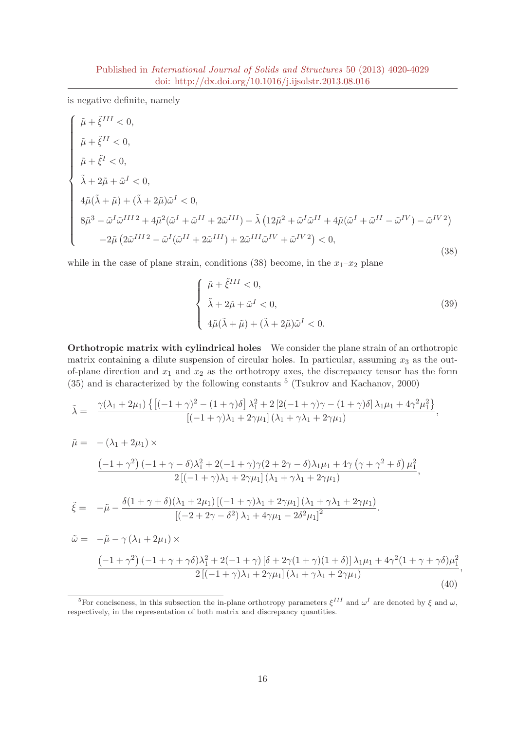is negative definite, namely

$$
\begin{cases}
\tilde{\mu} + \tilde{\xi}^{III} < 0, \\
\tilde{\mu} + \tilde{\xi}^{II} < 0, \\
\tilde{\mu} + \tilde{\xi}^{I} < 0, \\
\tilde{\lambda} + 2\tilde{\mu} + \tilde{\omega}^{I} < 0, \\
4\tilde{\mu}(\tilde{\lambda} + \tilde{\mu}) + (\tilde{\lambda} + 2\tilde{\mu})\tilde{\omega}^{I} < 0, \\
8\tilde{\mu}^3 - \tilde{\omega}^{I}\tilde{\omega}^{III\,2} + 4\tilde{\mu}^2(\tilde{\omega}^{I} + \tilde{\omega}^{II} + 2\tilde{\omega}^{III}) + \tilde{\lambda}\left(12\tilde{\mu}^2 + \tilde{\omega}^{I}\tilde{\omega}^{II} + 4\tilde{\mu}(\tilde{\omega}^{I} + \tilde{\omega}^{II} - \tilde{\omega}^{IV}) - \tilde{\omega}^{IV\,2}\right) \\
\qquad -2\tilde{\mu}\left(2\tilde{\omega}^{III\,2} - \tilde{\omega}^{I}(\tilde{\omega}^{II} + 2\tilde{\omega}^{III}) + 2\tilde{\omega}^{III}\tilde{\omega}^{IV} + \tilde{\omega}^{IV\,2}\right) < 0,
\end{cases}
\tag{38}
$$

while in the case of plane strain, conditions (38) become, in the $x_1$–$x_2$ plane

$$
\begin{cases}
\tilde{\mu} + \tilde{\xi}^{III} < 0, \\
\tilde{\lambda} + 2\tilde{\mu} + \tilde{\omega}^{I} < 0, \\
4\tilde{\mu}(\tilde{\lambda} + \tilde{\mu}) + (\tilde{\lambda} + 2\tilde{\mu})\tilde{\omega}^{I} < 0.
\end{cases}
\tag{39}
$$

**Orthotropic matrix with cylindrical holes** We consider the plane strain of an orthotropic matrix containing a dilute suspension of circular holes. In particular, assuming $x_3$ as the out-of-plane direction and $x_1$ and $x_2$ as the orthotropy axes, the discrepancy tensor has the form (35) and is characterized by the following constants [5] (Tsukrov and Kachanov, 2000)

$$
\begin{aligned}
\tilde{\lambda} =& \quad \frac{\gamma(\lambda_1 + 2\mu_1)\left\{\left[(-1+\gamma)^2 - (1+\gamma)\delta\right]\lambda_1^2 + 2\left[2(-1+\gamma)\gamma - (1+\gamma)\delta\right]\lambda_1\mu_1 + 4\gamma^2\mu_1^2\right\}}{\left[(-1+\gamma)\lambda_1 + 2\gamma\mu_1\right](\lambda_1 + \gamma\lambda_1 + 2\gamma\mu_1)}, \\
\tilde{\mu} =& \ -(\lambda_1 + 2\mu_1)\times \\
& \frac{\left(-1+\gamma^2\right)(-1+\gamma-\delta)\lambda_1^2 + 2(-1+\gamma)\gamma(2+2\gamma-\delta)\lambda_1\mu_1 + 4\gamma\left(\gamma+\gamma^2+\delta\right)\mu_1^2}{2\left[(-1+\gamma)\lambda_1 + 2\gamma\mu_1\right](\lambda_1 + \gamma\lambda_1 + 2\gamma\mu_1)}, \\
\tilde{\xi} =& \ -\tilde{\mu} - \frac{\delta(1+\gamma+\delta)(\lambda_1 + 2\mu_1)\left[(-1+\gamma)\lambda_1 + 2\gamma\mu_1\right](\lambda_1 + \gamma\lambda_1 + 2\gamma\mu_1)}{\left[\left(-2+2\gamma-\delta^2\right)\lambda_1 + 4\gamma\mu_1 - 2\delta^2\mu_1\right]^2}. \\
\tilde{\omega} =& \ -\tilde{\mu} - \gamma(\lambda_1 + 2\mu_1)\times \\
& \frac{\left(-1+\gamma^2\right)(-1+\gamma+\gamma\delta)\lambda_1^2 + 2(-1+\gamma)\left[\delta + 2\gamma(1+\gamma)(1+\delta)\right]\lambda_1\mu_1 + 4\gamma^2(1+\gamma+\gamma\delta)\mu_1^2}{2\left[(-1+\gamma)\lambda_1 + 2\gamma\mu_1\right](\lambda_1 + \gamma\lambda_1 + 2\gamma\mu_1)},
\end{aligned}
\tag{40}
$$

[5] For conciseness, in this subsection the in-plane orthotropy parameters $\xi^{III}$ and $\omega^{I}$ are denoted by $\xi$ and $\omega$, respectively, in the representation of both matrix and discrepancy quantities.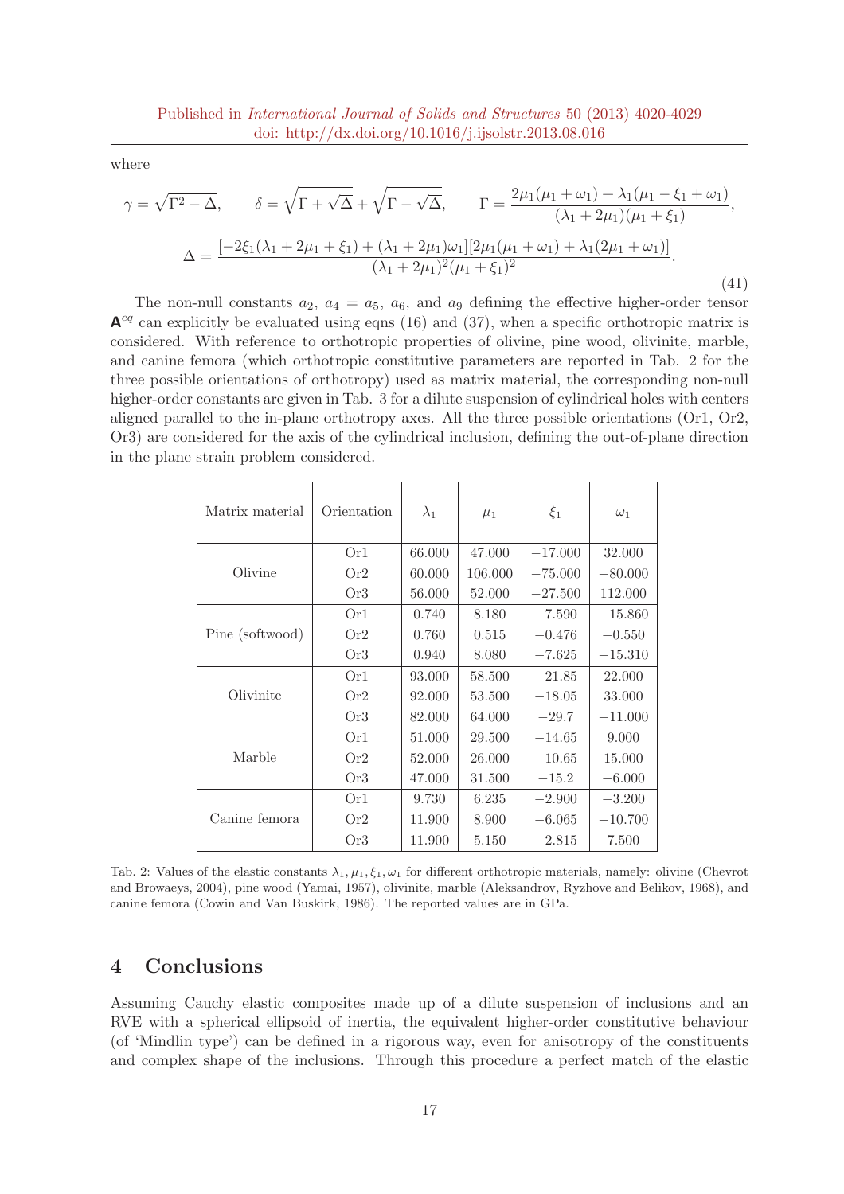where

$$
\gamma = \sqrt{\Gamma^2 - \Delta}, \qquad \delta = \sqrt{\Gamma + \sqrt{\Delta}} + \sqrt{\Gamma - \sqrt{\Delta}}, \qquad \Gamma = \frac{2\mu_1(\mu_1 + \omega_1) + \lambda_1(\mu_1 - \xi_1 + \omega_1)}{(\lambda_1 + 2\mu_1)(\mu_1 + \xi_1)},
$$

$$
\Delta = \frac{[-2\xi_1(\lambda_1 + 2\mu_1 + \xi_1) + (\lambda_1 + 2\mu_1)\omega_1][2\mu_1(\mu_1 + \omega_1) + \lambda_1(2\mu_1 + \omega_1)]}{(\lambda_1 + 2\mu_1)^2(\mu_1 + \xi_1)^2}. \tag{41}
$$

The non-null constants $a_2$, $a_4 = a_5$, $a_6$, and $a_9$ defining the effective higher-order tensor $\mathbf{A}^{eq}$ can explicitly be evaluated using eqns (16) and (37), when a specific orthotropic matrix is considered. With reference to orthotropic properties of olivine, pine wood, olivinite, marble, and canine femora (which orthotropic constitutive parameters are reported in Tab. 2 for the three possible orientations of orthotropy) used as matrix material, the corresponding non-null higher-order constants are given in Tab. 3 for a dilute suspension of cylindrical holes with centers aligned parallel to the in-plane orthotropy axes. All the three possible orientations (Or1, Or2, Or3) are considered for the axis of the cylindrical inclusion, defining the out-of-plane direction in the plane strain problem considered.

| Matrix material | Orientation | $\lambda_1$ | $\mu_1$ | $\xi_1$ | $\omega_1$ |
|---|---|---|---|---|---|
| Olivine | Or1 | 66.000 | 47.000 | $-17.000$ | 32.000 |
| | Or2 | 60.000 | 106.000 | $-75.000$ | $-80.000$ |
| | Or3 | 56.000 | 52.000 | $-27.500$ | 112.000 |
| Pine (softwood) | Or1 | 0.740 | 8.180 | $-7.590$ | $-15.860$ |
| | Or2 | 0.760 | 0.515 | $-0.476$ | $-0.550$ |
| | Or3 | 0.940 | 8.080 | $-7.625$ | $-15.310$ |
| Olivinite | Or1 | 93.000 | 58.500 | $-21.85$ | 22.000 |
| | Or2 | 92.000 | 53.500 | $-18.05$ | 33.000 |
| | Or3 | 82.000 | 64.000 | $-29.7$ | $-11.000$ |
| Marble | Or1 | 51.000 | 29.500 | $-14.65$ | 9.000 |
| | Or2 | 52.000 | 26.000 | $-10.65$ | 15.000 |
| | Or3 | 47.000 | 31.500 | $-15.2$ | $-6.000$ |
| Canine femora | Or1 | 9.730 | 6.235 | $-2.900$ | $-3.200$ |
| | Or2 | 11.900 | 8.900 | $-6.065$ | $-10.700$ |
| | Or3 | 11.900 | 5.150 | $-2.815$ | 7.500 |

Tab. 2: Values of the elastic constants $\lambda_1, \mu_1, \xi_1, \omega_1$ for different orthotropic materials, namely: olivine (Chevrot and Browaeys, 2004), pine wood (Yamai, 1957), olivinite, marble (Aleksandrov, Ryzhove and Belikov, 1968), and canine femora (Cowin and Van Buskirk, 1986). The reported values are in GPa.

## 4 Conclusions

Assuming Cauchy elastic composites made up of a dilute suspension of inclusions and an RVE with a spherical ellipsoid of inertia, the equivalent higher-order constitutive behaviour (of 'Mindlin type') can be defined in a rigorous way, even for anisotropy of the constituents and complex shape of the inclusions. Through this procedure a perfect match of the elastic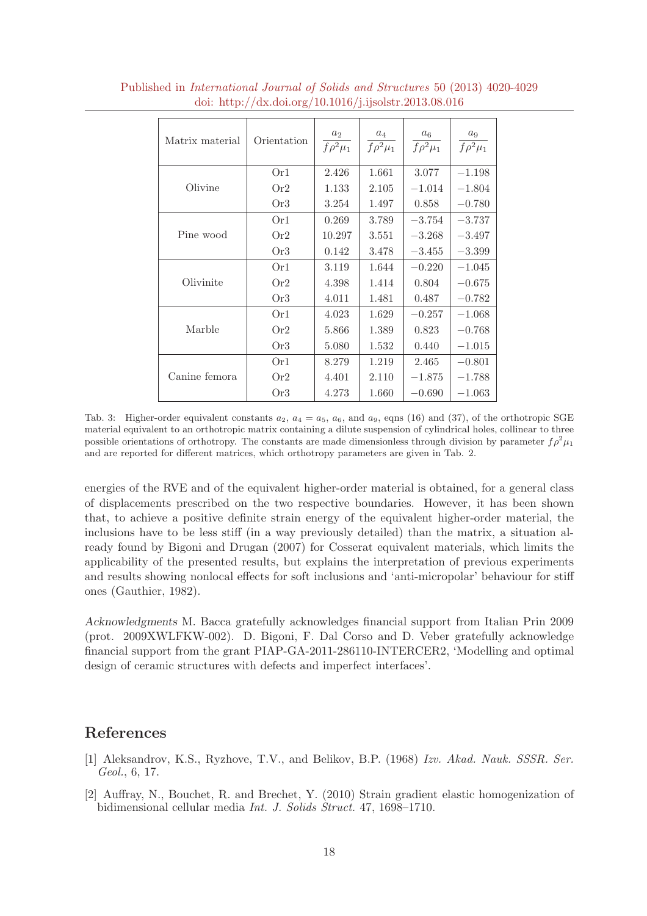| Matrix material | Orientation | $\frac{a_2}{f\rho^2\mu_1}$ | $\frac{a_4}{f\rho^2\mu_1}$ | $\frac{a_6}{f\rho^2\mu_1}$ | $\frac{a_9}{f\rho^2\mu_1}$ |
|---|---|---|---|---|---|
| Olivine | Or1 | 2.426 | 1.661 | 3.077 | −1.198 |
| | Or2 | 1.133 | 2.105 | −1.014 | −1.804 |
| | Or3 | 3.254 | 1.497 | 0.858 | −0.780 |
| Pine wood | Or1 | 0.269 | 3.789 | −3.754 | −3.737 |
| | Or2 | 10.297 | 3.551 | −3.268 | −3.497 |
| | Or3 | 0.142 | 3.478 | −3.455 | −3.399 |
| Olivinite | Or1 | 3.119 | 1.644 | −0.220 | −1.045 |
| | Or2 | 4.398 | 1.414 | 0.804 | −0.675 |
| | Or3 | 4.011 | 1.481 | 0.487 | −0.782 |
| Marble | Or1 | 4.023 | 1.629 | −0.257 | −1.068 |
| | Or2 | 5.866 | 1.389 | 0.823 | −0.768 |
| | Or3 | 5.080 | 1.532 | 0.440 | −1.015 |
| Canine femora | Or1 | 8.279 | 1.219 | 2.465 | −0.801 |
| | Or2 | 4.401 | 2.110 | −1.875 | −1.788 |
| | Or3 | 4.273 | 1.660 | −0.690 | −1.063 |

Tab. 3: Higher-order equivalent constants $a_2$, $a_4 = a_5$, $a_6$, and $a_9$, eqns (16) and (37), of the orthotropic SGE material equivalent to an orthotropic matrix containing a dilute suspension of cylindrical holes, collinear to three possible orientations of orthotropy. The constants are made dimensionless through division by parameter $f\rho^2\mu_1$ and are reported for different matrices, which orthotropy parameters are given in Tab. 2.

energies of the RVE and of the equivalent higher-order material is obtained, for a general class of displacements prescribed on the two respective boundaries. However, it has been shown that, to achieve a positive definite strain energy of the equivalent higher-order material, the inclusions have to be less stiff (in a way previously detailed) than the matrix, a situation already found by Bigoni and Drugan (2007) for Cosserat equivalent materials, which limits the applicability of the presented results, but explains the interpretation of previous experiments and results showing nonlocal effects for soft inclusions and 'anti-micropolar' behaviour for stiff ones (Gauthier, 1982).

*Acknowledgments* M. Bacca gratefully acknowledges financial support from Italian Prin 2009 (prot. 2009XWLFKW-002). D. Bigoni, F. Dal Corso and D. Veber gratefully acknowledge financial support from the grant PIAP-GA-2011-286110-INTERCER2, 'Modelling and optimal design of ceramic structures with defects and imperfect interfaces'.

# References

[1] Aleksandrov, K.S., Ryzhove, T.V., and Belikov, B.P. (1968) *Izv. Akad. Nauk. SSSR. Ser. Geol.*, 6, 17.

[2] Auffray, N., Bouchet, R. and Brechet, Y. (2010) Strain gradient elastic homogenization of bidimensional cellular media *Int. J. Solids Struct.* 47, 1698–1710.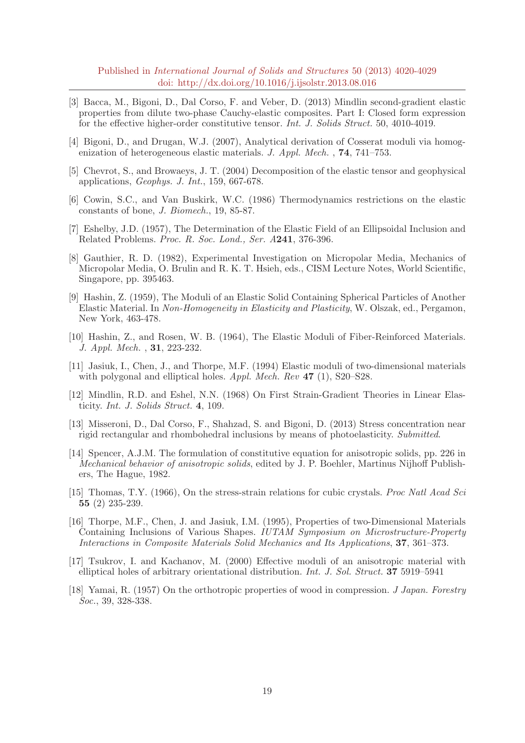[3] Bacca, M., Bigoni, D., Dal Corso, F. and Veber, D. (2013) Mindlin second-gradient elastic properties from dilute two-phase Cauchy-elastic composites. Part I: Closed form expression for the effective higher-order constitutive tensor. *Int. J. Solids Struct.* 50, 4010-4019.

[4] Bigoni, D., and Drugan, W.J. (2007), Analytical derivation of Cosserat moduli via homogenization of heterogeneous elastic materials. *J. Appl. Mech.* , **74**, 741–753.

[5] Chevrot, S., and Browaeys, J. T. (2004) Decomposition of the elastic tensor and geophysical applications, *Geophys. J. Int.*, 159, 667-678.

[6] Cowin, S.C., and Van Buskirk, W.C. (1986) Thermodynamics restrictions on the elastic constants of bone, *J. Biomech.*, 19, 85-87.

[7] Eshelby, J.D. (1957), The Determination of the Elastic Field of an Ellipsoidal Inclusion and Related Problems. *Proc. R. Soc. Lond., Ser. A***241**, 376-396.

[8] Gauthier, R. D. (1982), Experimental Investigation on Micropolar Media, Mechanics of Micropolar Media, O. Brulin and R. K. T. Hsieh, eds., CISM Lecture Notes, World Scientific, Singapore, pp. 395463.

[9] Hashin, Z. (1959), The Moduli of an Elastic Solid Containing Spherical Particles of Another Elastic Material. In *Non-Homogeneity in Elasticity and Plasticity*, W. Olszak, ed., Pergamon, New York, 463-478.

[10] Hashin, Z., and Rosen, W. B. (1964), The Elastic Moduli of Fiber-Reinforced Materials. *J. Appl. Mech.* , **31**, 223-232.

[11] Jasiuk, I., Chen, J., and Thorpe, M.F. (1994) Elastic moduli of two-dimensional materials with polygonal and elliptical holes. *Appl. Mech. Rev* **47** (1), S20–S28.

[12] Mindlin, R.D. and Eshel, N.N. (1968) On First Strain-Gradient Theories in Linear Elasticity. *Int. J. Solids Struct.* **4**, 109.

[13] Misseroni, D., Dal Corso, F., Shahzad, S. and Bigoni, D. (2013) Stress concentration near rigid rectangular and rhombohedral inclusions by means of photoelasticity. *Submitted*.

[14] Spencer, A.J.M. The formulation of constitutive equation for anisotropic solids, pp. 226 in *Mechanical behavior of anisotropic solids*, edited by J. P. Boehler, Martinus Nijhoff Publishers, The Hague, 1982.

[15] Thomas, T.Y. (1966), On the stress-strain relations for cubic crystals. *Proc Natl Acad Sci* **55** (2) 235-239.

[16] Thorpe, M.F., Chen, J. and Jasiuk, I.M. (1995), Properties of two-Dimensional Materials Containing Inclusions of Various Shapes. *IUTAM Symposium on Microstructure-Property Interactions in Composite Materials Solid Mechanics and Its Applications*, **37**, 361–373.

[17] Tsukrov, I. and Kachanov, M. (2000) Effective moduli of an anisotropic material with elliptical holes of arbitrary orientational distribution. *Int. J. Sol. Struct.* **37** 5919–5941

[18] Yamai, R. (1957) On the orthotropic properties of wood in compression. *J Japan. Forestry Soc.*, 39, 328-338.